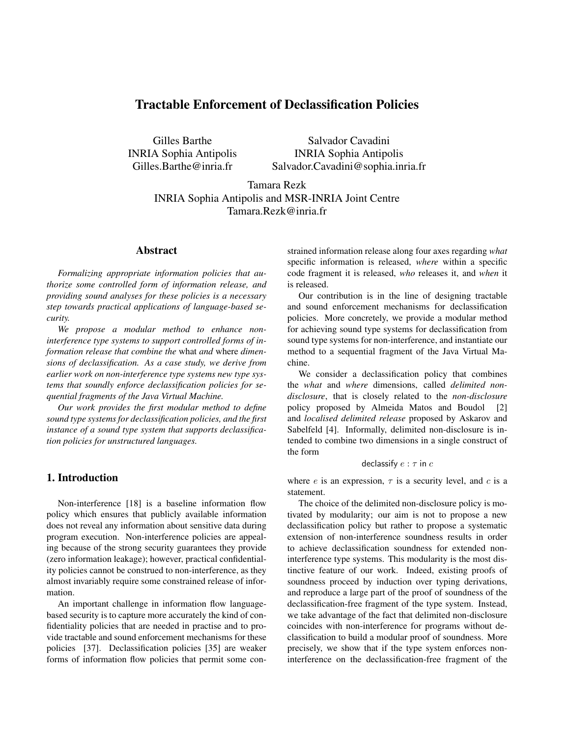# Tractable Enforcement of Declassification Policies

Gilles Barthe
INRIA Sophia Antipolis
Gilles.Barthe@inria.fr

Salvador Cavadini
INRIA Sophia Antipolis
Salvador.Cavadini@sophia.inria.fr

Tamara Rezk
INRIA Sophia Antipolis and MSR-INRIA Joint Centre
Tamara.Rezk@inria.fr

## Abstract

*Formalizing appropriate information policies that authorize some controlled form of information release, and providing sound analyses for these policies is a necessary step towards practical applications of language-based security.*

*We propose a modular method to enhance non-interference type systems to support controlled forms of information release that combine the* what *and* where *dimensions of declassification. As a case study, we derive from earlier work on non-interference type systems new type systems that soundly enforce declassification policies for sequential fragments of the Java Virtual Machine.*

*Our work provides the first modular method to define sound type systems for declassification policies, and the first instance of a sound type system that supports declassification policies for unstructured languages.*

## 1. Introduction

Non-interference [18] is a baseline information flow policy which ensures that publicly available information does not reveal any information about sensitive data during program execution. Non-interference policies are appealing because of the strong security guarantees they provide (zero information leakage); however, practical confidentiality policies cannot be construed to non-interference, as they almost invariably require some constrained release of information.

An important challenge in information flow language-based security is to capture more accurately the kind of confidentiality policies that are needed in practise and to provide tractable and sound enforcement mechanisms for these policies [37]. Declassification policies [35] are weaker forms of information flow policies that permit some constrained information release along four axes regarding *what* specific information is released, *where* within a specific code fragment it is released, *who* releases it, and *when* it is released.

Our contribution is in the line of designing tractable and sound enforcement mechanisms for declassification policies. More concretely, we provide a modular method for achieving sound type systems for declassification from sound type systems for non-interference, and instantiate our method to a sequential fragment of the Java Virtual Machine.

We consider a declassification policy that combines the *what* and *where* dimensions, called *delimited non-disclosure*, that is closely related to the *non-disclosure* policy proposed by Almeida Matos and Boudol [2] and *localised delimited release* proposed by Askarov and Sabelfeld [4]. Informally, delimited non-disclosure is intended to combine two dimensions in a single construct of the form

$$\text{declassify } e : \tau \text{ in } c$$

where $e$ is an expression, $\tau$ is a security level, and $c$ is a statement.

The choice of the delimited non-disclosure policy is motivated by modularity; our aim is not to propose a new declassification policy but rather to propose a systematic extension of non-interference soundness results in order to achieve declassification soundness for extended non-interference type systems. This modularity is the most distinctive feature of our work. Indeed, existing proofs of soundness proceed by induction over typing derivations, and reproduce a large part of the proof of soundness of the declassification-free fragment of the type system. Instead, we take advantage of the fact that delimited non-disclosure coincides with non-interference for programs without declassification to build a modular proof of soundness. More precisely, we show that if the type system enforces non-interference on the declassification-free fragment of the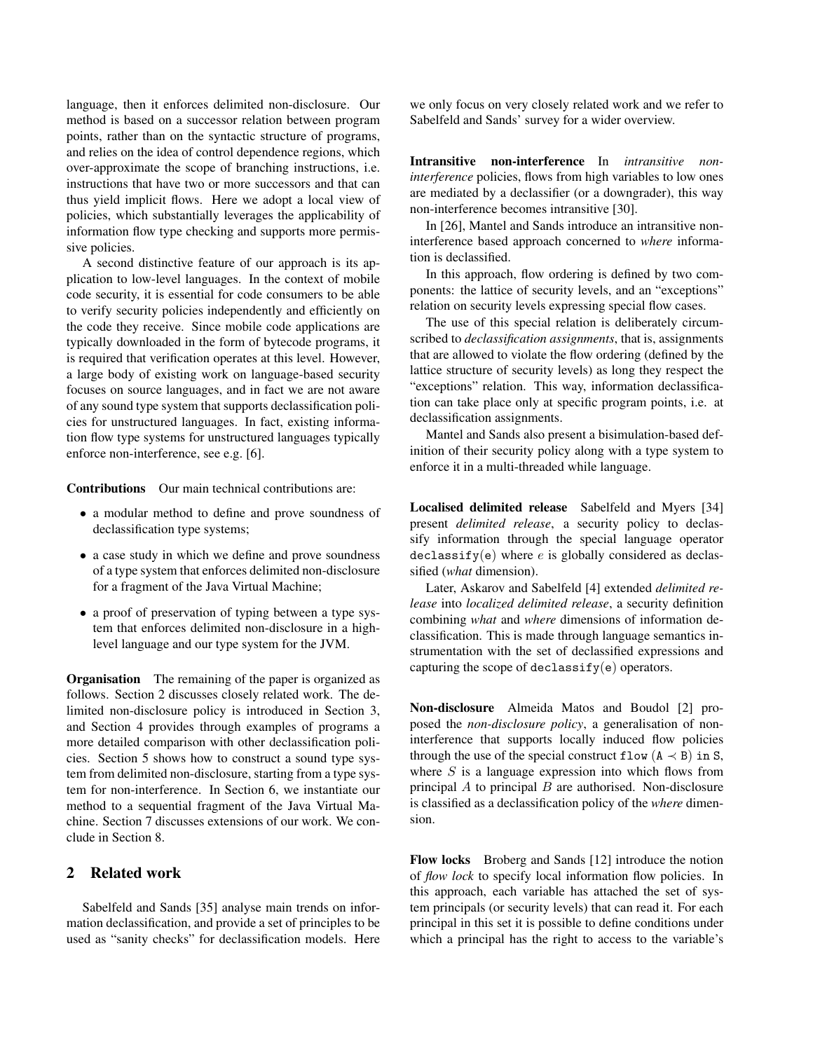language, then it enforces delimited non-disclosure. Our method is based on a successor relation between program points, rather than on the syntactic structure of programs, and relies on the idea of control dependence regions, which over-approximate the scope of branching instructions, i.e. instructions that have two or more successors and that can thus yield implicit flows. Here we adopt a local view of policies, which substantially leverages the applicability of information flow type checking and supports more permissive policies.

A second distinctive feature of our approach is its application to low-level languages. In the context of mobile code security, it is essential for code consumers to be able to verify security policies independently and efficiently on the code they receive. Since mobile code applications are typically downloaded in the form of bytecode programs, it is required that verification operates at this level. However, a large body of existing work on language-based security focuses on source languages, and in fact we are not aware of any sound type system that supports declassification policies for unstructured languages. In fact, existing information flow type systems for unstructured languages typically enforce non-interference, see e.g. [6].

**Contributions** Our main technical contributions are:

- a modular method to define and prove soundness of declassification type systems;
- a case study in which we define and prove soundness of a type system that enforces delimited non-disclosure for a fragment of the Java Virtual Machine;
- a proof of preservation of typing between a type system that enforces delimited non-disclosure in a high-level language and our type system for the JVM.

**Organisation** The remaining of the paper is organized as follows. Section 2 discusses closely related work. The delimited non-disclosure policy is introduced in Section 3, and Section 4 provides through examples of programs a more detailed comparison with other declassification policies. Section 5 shows how to construct a sound type system from delimited non-disclosure, starting from a type system for non-interference. In Section 6, we instantiate our method to a sequential fragment of the Java Virtual Machine. Section 7 discusses extensions of our work. We conclude in Section 8.

## 2 Related work

Sabelfeld and Sands [35] analyse main trends on information declassification, and provide a set of principles to be used as "sanity checks" for declassification models. Here we only focus on very closely related work and we refer to Sabelfeld and Sands' survey for a wider overview.

**Intransitive non-interference** In *intransitive non-interference* policies, flows from high variables to low ones are mediated by a declassifier (or a downgrader), this way non-interference becomes intransitive [30].

In [26], Mantel and Sands introduce an intransitive non-interference based approach concerned to *where* information is declassified.

In this approach, flow ordering is defined by two components: the lattice of security levels, and an "exceptions" relation on security levels expressing special flow cases.

The use of this special relation is deliberately circumscribed to *declassification assignments*, that is, assignments that are allowed to violate the flow ordering (defined by the lattice structure of security levels) as long they respect the "exceptions" relation. This way, information declassification can take place only at specific program points, i.e. at declassification assignments.

Mantel and Sands also present a bisimulation-based definition of their security policy along with a type system to enforce it in a multi-threaded while language.

**Localised delimited release** Sabelfeld and Myers [34] present *delimited release*, a security policy to declassify information through the special language operator `declassify(e)` where $e$ is globally considered as declassified (*what* dimension).

Later, Askarov and Sabelfeld [4] extended *delimited release* into *localized delimited release*, a security definition combining *what* and *where* dimensions of information declassification. This is made through language semantics instrumentation with the set of declassified expressions and capturing the scope of `declassify(e)` operators.

**Non-disclosure** Almeida Matos and Boudol [2] proposed the *non-disclosure policy*, a generalisation of non-interference that supports locally induced flow policies through the use of the special construct `flow (A` $\prec$ `B) in S`, where $S$ is a language expression into which flows from principal $A$ to principal $B$ are authorised. Non-disclosure is classified as a declassification policy of the *where* dimension.

**Flow locks** Broberg and Sands [12] introduce the notion of *flow lock* to specify local information flow policies. In this approach, each variable has attached the set of system principals (or security levels) that can read it. For each principal in this set it is possible to define conditions under which a principal has the right to access to the variable's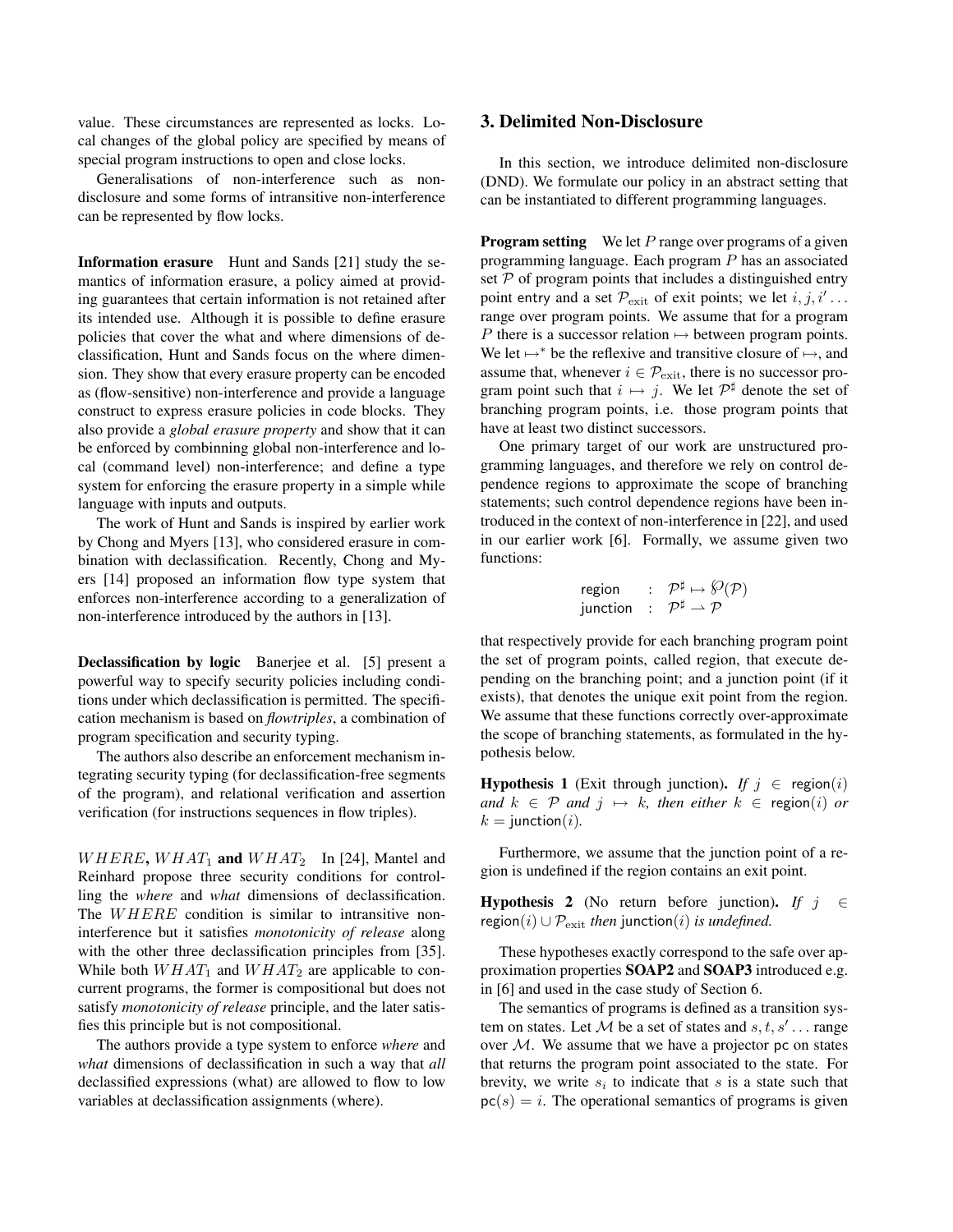value. These circumstances are represented as locks. Local changes of the global policy are specified by means of special program instructions to open and close locks.

Generalisations of non-interference such as non-disclosure and some forms of intransitive non-interference can be represented by flow locks.

**Information erasure** Hunt and Sands [21] study the semantics of information erasure, a policy aimed at providing guarantees that certain information is not retained after its intended use. Although it is possible to define erasure policies that cover the what and where dimensions of declassification, Hunt and Sands focus on the where dimension. They show that every erasure property can be encoded as (flow-sensitive) non-interference and provide a language construct to express erasure policies in code blocks. They also provide a *global erasure property* and show that it can be enforced by combinning global non-interference and local (command level) non-interference; and define a type system for enforcing the erasure property in a simple while language with inputs and outputs.

The work of Hunt and Sands is inspired by earlier work by Chong and Myers [13], who considered erasure in combination with declassification. Recently, Chong and Myers [14] proposed an information flow type system that enforces non-interference according to a generalization of non-interference introduced by the authors in [13].

**Declassification by logic** Banerjee et al. [5] present a powerful way to specify security policies including conditions under which declassification is permitted. The specification mechanism is based on *flowtriples*, a combination of program specification and security typing.

The authors also describe an enforcement mechanism integrating security typing (for declassification-free segments of the program), and relational verification and assertion verification (for instructions sequences in flow triples).

**$WHERE$, $WHAT_1$ and $WHAT_2$** In [24], Mantel and Reinhard propose three security conditions for controlling the *where* and *what* dimensions of declassification. The $WHERE$ condition is similar to intransitive non-interference but it satisfies *monotonicity of release* along with the other three declassification principles from [35]. While both $WHAT_1$ and $WHAT_2$ are applicable to concurrent programs, the former is compositional but does not satisfy *monotonicity of release* principle, and the later satisfies this principle but is not compositional.

The authors provide a type system to enforce *where* and *what* dimensions of declassification in such a way that *all* declassified expressions (what) are allowed to flow to low variables at declassification assignments (where).

## 3. Delimited Non-Disclosure

In this section, we introduce delimited non-disclosure (DND). We formulate our policy in an abstract setting that can be instantiated to different programming languages.

**Program setting** We let $P$ range over programs of a given programming language. Each program $P$ has an associated set $\mathcal{P}$ of program points that includes a distinguished entry point $\mathsf{entry}$ and a set $\mathcal{P}_{\mathrm{exit}}$ of exit points; we let $i, j, i' \ldots$ range over program points. We assume that for a program $P$ there is a successor relation $\mapsto$ between program points. We let $\mapsto^*$ be the reflexive and transitive closure of $\mapsto$, and assume that, whenever $i \in \mathcal{P}_{\mathrm{exit}}$, there is no successor program point such that $i \mapsto j$. We let $\mathcal{P}^\sharp$ denote the set of branching program points, i.e. those program points that have at least two distinct successors.

One primary target of our work are unstructured programming languages, and therefore we rely on control dependence regions to approximate the scope of branching statements; such control dependence regions have been introduced in the context of non-interference in [22], and used in our earlier work [6]. Formally, we assume given two functions:

$$\begin{array}{lcl} \mathsf{region} & : & \mathcal{P}^\sharp \mapsto \wp(\mathcal{P}) \\ \mathsf{junction} & : & \mathcal{P}^\sharp \rightharpoonup \mathcal{P} \end{array}$$

that respectively provide for each branching program point the set of program points, called region, that execute depending on the branching point; and a junction point (if it exists), that denotes the unique exit point from the region. We assume that these functions correctly over-approximate the scope of branching statements, as formulated in the hypothesis below.

**Hypothesis 1** (Exit through junction). *If $j \in \mathsf{region}(i)$ and $k \in \mathcal{P}$ and $j \mapsto k$, then either $k \in \mathsf{region}(i)$ or $k = \mathsf{junction}(i)$.*

Furthermore, we assume that the junction point of a region is undefined if the region contains an exit point.

**Hypothesis 2** (No return before junction). *If $j \in \mathsf{region}(i) \cup \mathcal{P}_{\mathrm{exit}}$ then $\mathsf{junction}(i)$ is undefined.*

These hypotheses exactly correspond to the safe over approximation properties **SOAP2** and **SOAP3** introduced e.g. in [6] and used in the case study of Section 6.

The semantics of programs is defined as a transition system on states. Let $\mathcal{M}$ be a set of states and $s, t, s' \ldots$ range over $\mathcal{M}$. We assume that we have a projector $\mathsf{pc}$ on states that returns the program point associated to the state. For brevity, we write $s_i$ to indicate that $s$ is a state such that $\mathsf{pc}(s) = i$. The operational semantics of programs is given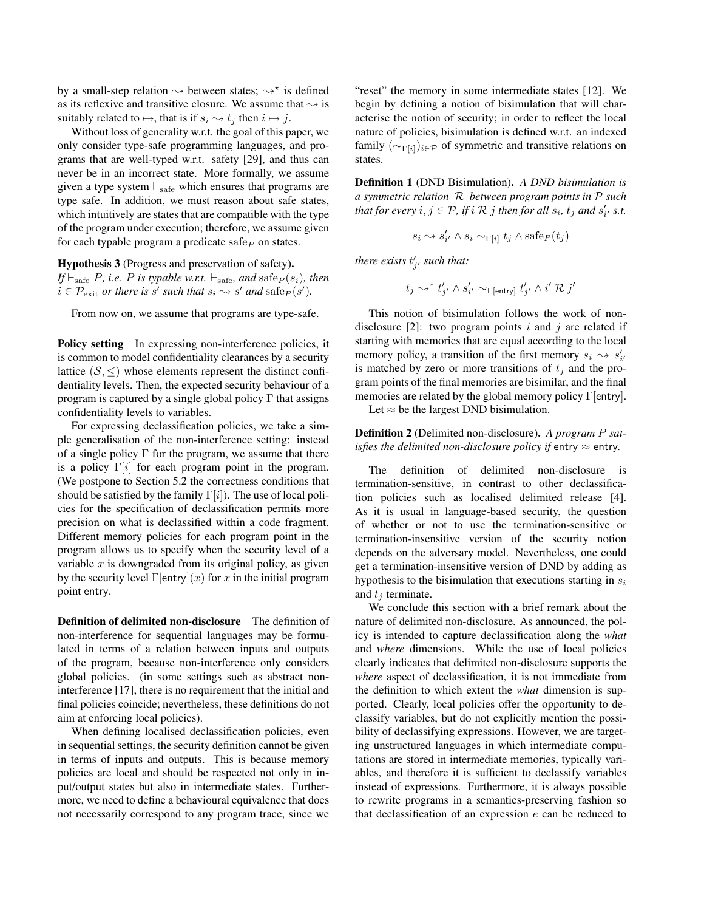by a small-step relation $\leadsto$ between states; $\leadsto^\star$ is defined as its reflexive and transitive closure. We assume that $\leadsto$ is suitably related to $\mapsto$, that is if $s_i \leadsto t_j$ then $i \mapsto j$.

Without loss of generality w.r.t. the goal of this paper, we only consider type-safe programming languages, and programs that are well-typed w.r.t. safety [29], and thus can never be in an incorrect state. More formally, we assume given a type system $\vdash_{\mathrm{safe}}$ which ensures that programs are type safe. In addition, we must reason about safe states, which intuitively are states that are compatible with the type of the program under execution; therefore, we assume given for each typable program a predicate $\mathrm{safe}_P$ on states.

**Hypothesis 3** (Progress and preservation of safety). *If $\vdash_{\mathrm{safe}} P$, i.e. $P$ is typable w.r.t. $\vdash_{\mathrm{safe}}$, and $\mathrm{safe}_P(s_i)$, then $i \in \mathcal{P}_{\mathrm{exit}}$ or there is $s'$ such that $s_i \leadsto s'$ and $\mathrm{safe}_P(s')$.*

From now on, we assume that programs are type-safe.

**Policy setting** In expressing non-interference policies, it is common to model confidentiality clearances by a security lattice $(\mathcal{S}, \leq)$ whose elements represent the distinct confidentiality levels. Then, the expected security behaviour of a program is captured by a single global policy $\Gamma$ that assigns confidentiality levels to variables.

For expressing declassification policies, we take a simple generalisation of the non-interference setting: instead of a single policy $\Gamma$ for the program, we assume that there is a policy $\Gamma[i]$ for each program point in the program. (We postpone to Section 5.2 the correctness conditions that should be satisfied by the family $\Gamma[i]$). The use of local policies for the specification of declassification permits more precision on what is declassified within a code fragment. Different memory policies for each program point in the program allows us to specify when the security level of a variable $x$ is downgraded from its original policy, as given by the security level $\Gamma[\mathsf{entry}](x)$ for $x$ in the initial program point $\mathsf{entry}$.

**Definition of delimited non-disclosure** The definition of non-interference for sequential languages may be formulated in terms of a relation between inputs and outputs of the program, because non-interference only considers global policies. (in some settings such as abstract non-interference [17], there is no requirement that the initial and final policies coincide; nevertheless, these definitions do not aim at enforcing local policies).

When defining localised declassification policies, even in sequential settings, the security definition cannot be given in terms of inputs and outputs. This is because memory policies are local and should be respected not only in input/output states but also in intermediate states. Furthermore, we need to define a behavioural equivalence that does not necessarily correspond to any program trace, since we "reset" the memory in some intermediate states [12]. We begin by defining a notion of bisimulation that will characterise the notion of security; in order to reflect the local nature of policies, bisimulation is defined w.r.t. an indexed family $(\sim_{\Gamma[i]})_{i \in \mathcal{P}}$ of symmetric and transitive relations on states.

**Definition 1** (DND Bisimulation). *A DND bisimulation is a symmetric relation $\mathcal{R}$ between program points in $\mathcal{P}$ such that for every $i, j \in \mathcal{P}$, if $i \mathcal{R} j$ then for all $s_i$, $t_j$ and $s'_{i'}$ s.t.*

$$s_i \leadsto s'_{i'} \wedge s_i \sim_{\Gamma[i]} t_j \wedge \mathrm{safe}_P(t_j)$$

*there exists $t'_{j'}$ such that:*

$$t_j \leadsto^* t'_{j'} \wedge s'_{i'} \sim_{\Gamma[\mathsf{entry}]} t'_{j'} \wedge i' \mathcal{R} j'$$

This notion of bisimulation follows the work of non-disclosure [2]: two program points $i$ and $j$ are related if starting with memories that are equal according to the local memory policy, a transition of the first memory $s_i \leadsto s'_{i'}$ is matched by zero or more transitions of $t_j$ and the program points of the final memories are bisimilar, and the final memories are related by the global memory policy $\Gamma[\mathsf{entry}]$.

Let $\approx$ be the largest DND bisimulation.

**Definition 2** (Delimited non-disclosure). *A program $P$ satisfies the delimited non-disclosure policy if $\mathsf{entry} \approx \mathsf{entry}$.*

The definition of delimited non-disclosure is termination-sensitive, in contrast to other declassification policies such as localised delimited release [4]. As it is usual in language-based security, the question of whether or not to use the termination-sensitive or termination-insensitive version of the security notion depends on the adversary model. Nevertheless, one could get a termination-insensitive version of DND by adding as hypothesis to the bisimulation that executions starting in $s_i$ and $t_j$ terminate.

We conclude this section with a brief remark about the nature of delimited non-disclosure. As announced, the policy is intended to capture declassification along the *what* and *where* dimensions. While the use of local policies clearly indicates that delimited non-disclosure supports the *where* aspect of declassification, it is not immediate from the definition to which extent the *what* dimension is supported. Clearly, local policies offer the opportunity to declassify variables, but do not explicitly mention the possibility of declassifying expressions. However, we are targeting unstructured languages in which intermediate computations are stored in intermediate memories, typically variables, and therefore it is sufficient to declassify variables instead of expressions. Furthermore, it is always possible to rewrite programs in a semantics-preserving fashion so that declassification of an expression $e$ can be reduced to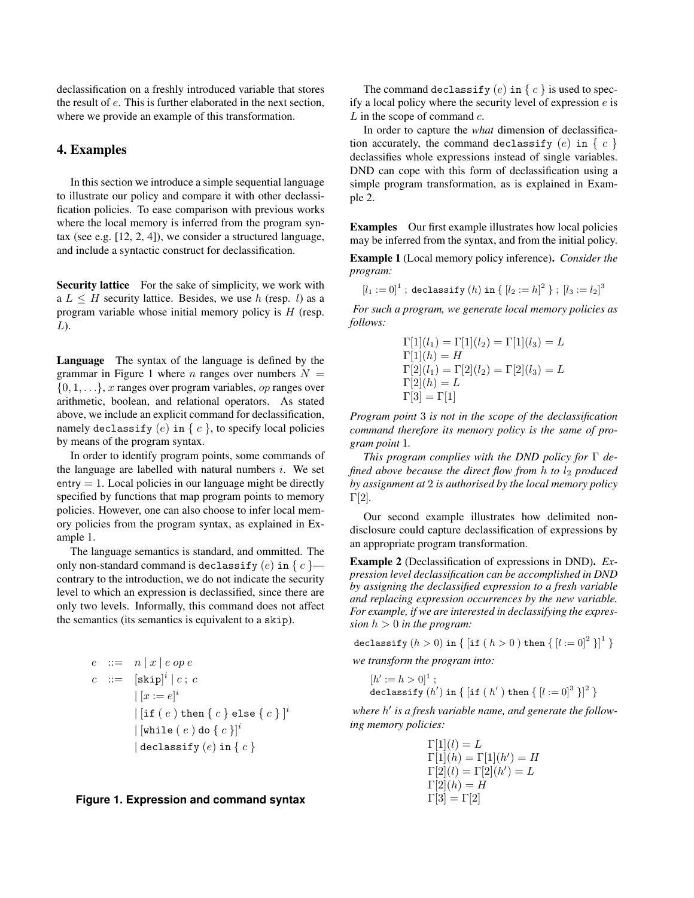declassification on a freshly introduced variable that stores the result of $e$. This is further elaborated in the next section, where we provide an example of this transformation.

## 4. Examples

In this section we introduce a simple sequential language to illustrate our policy and compare it with other declassification policies. To ease comparison with previous works where the local memory is inferred from the program syntax (see e.g. [12, 2, 4]), we consider a structured language, and include a syntactic construct for declassification.

**Security lattice** For the sake of simplicity, we work with a $L \leq H$ security lattice. Besides, we use $h$ (resp. $l$) as a program variable whose initial memory policy is $H$ (resp. $L$).

**Language** The syntax of the language is defined by the grammar in Figure 1 where $n$ ranges over numbers $N = \{0, 1, \ldots\}$, $x$ ranges over program variables, $op$ ranges over arithmetic, boolean, and relational operators. As stated above, we include an explicit command for declassification, namely $\texttt{declassify}\ (e)\ \texttt{in}\ \{\ c\ \}$, to specify local policies by means of the program syntax.

In order to identify program points, some commands of the language are labelled with natural numbers $i$. We set $\mathsf{entry} = 1$. Local policies in our language might be directly specified by functions that map program points to memory policies. However, one can also choose to infer local memory policies from the program syntax, as explained in Example 1.

The language semantics is standard, and ommitted. The only non-standard command is $\texttt{declassify}\ (e)\ \texttt{in}\ \{\ c\ \}$—contrary to the introduction, we do not indicate the security level to which an expression is declassified, since there are only two levels. Informally, this command does not affect the semantics (its semantics is equivalent to a $\texttt{skip}$).

$$
\begin{array}{rcl}
e & ::= & n \mid x \mid e\ op\ e \\
c & ::= & [\texttt{skip}]^i \mid c\ ;\ c \\
& & \mid [x := e]^i \\
& & \mid [\texttt{if}\ (\ e\ )\ \texttt{then}\ \{\ c\ \}\ \texttt{else}\ \{\ c\ \}\ ]^i \\
& & \mid [\texttt{while}\ (\ e\ )\ \texttt{do}\ \{\ c\ \}]^i \\
& & \mid \texttt{declassify}\ (e)\ \texttt{in}\ \{\ c\ \}
\end{array}
$$

**Figure 1. Expression and command syntax**

The command $\texttt{declassify}\ (e)\ \texttt{in}\ \{\ c\ \}$ is used to specify a local policy where the security level of expression $e$ is $L$ in the scope of command $c$.

In order to capture the *what* dimension of declassification accurately, the command $\texttt{declassify}\ (e)\ \texttt{in}\ \{\ c\ \}$ declassifies whole expressions instead of single variables. DND can cope with this form of declassification using a simple program transformation, as is explained in Example 2.

**Examples** Our first example illustrates how local policies may be inferred from the syntax, and from the initial policy.

**Example 1** (Local memory policy inference)**.** *Consider the program:*

$$[l_1 := 0]^1\ ;\ \texttt{declassify}\ (h)\ \texttt{in}\ \{\ [l_2 := h]^2\ \}\ ;\ [l_3 := l_2]^3$$

*For such a program, we generate local memory policies as follows:*

$$
\begin{array}{l}
\Gamma[1](l_1) = \Gamma[1](l_2) = \Gamma[1](l_3) = L \\
\Gamma[1](h) = H \\
\Gamma[2](l_1) = \Gamma[2](l_2) = \Gamma[2](l_3) = L \\
\Gamma[2](h) = L \\
\Gamma[3] = \Gamma[1]
\end{array}
$$

*Program point 3 is not in the scope of the declassification command therefore its memory policy is the same of program point 1.*

*This program complies with the DND policy for $\Gamma$ defined above because the direct flow from $h$ to $l_2$ produced by assignment at 2 is authorised by the local memory policy $\Gamma[2]$.*

Our second example illustrates how delimited non-disclosure could capture declassification of expressions by an appropriate program transformation.

**Example 2** (Declassification of expressions in DND)**.** *Expression level declassification can be accomplished in DND by assigning the declassified expression to a fresh variable and replacing expression occurrences by the new variable. For example, if we are interested in declassifying the expression $h > 0$ in the program:*

$$\texttt{declassify}\ (h > 0)\ \texttt{in}\ \{\ [\texttt{if}\ (\ h > 0\ )\ \texttt{then}\ \{\ [l := 0]^2\ \}]^1\ \}$$

*we transform the program into:*

$$
\begin{array}{l}
[h' := h > 0]^1\ ; \\
\texttt{declassify}\ (h')\ \texttt{in}\ \{\ [\texttt{if}\ (\ h'\ )\ \texttt{then}\ \{\ [l := 0]^3\ \}]^2\ \}
\end{array}
$$

*where $h'$ is a fresh variable name, and generate the following memory policies:*

$$
\begin{array}{l}
\Gamma[1](l) = L \\
\Gamma[1](h) = \Gamma[1](h') = H \\
\Gamma[2](l) = \Gamma[2](h') = L \\
\Gamma[2](h) = H \\
\Gamma[3] = \Gamma[2]
\end{array}
$$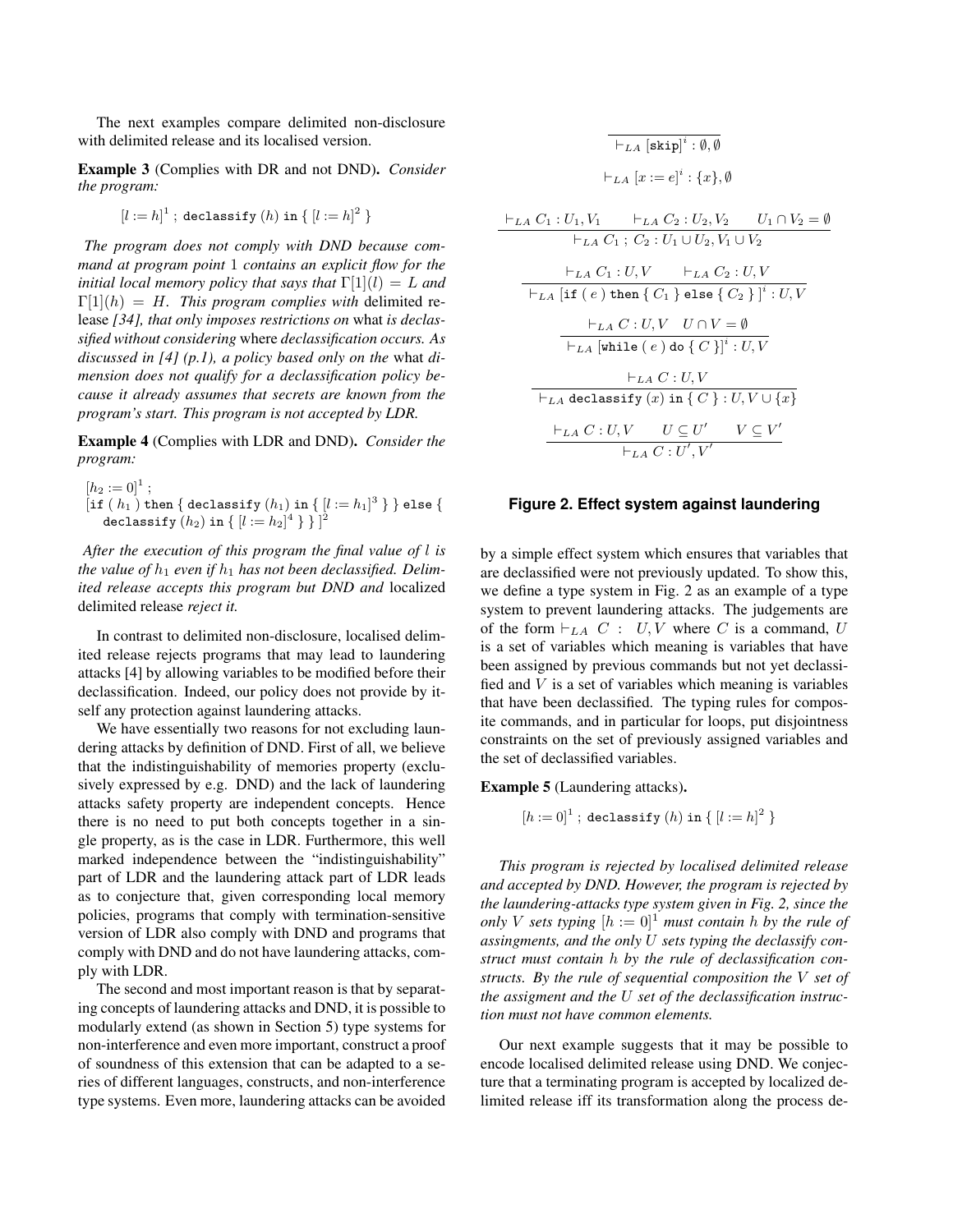The next examples compare delimited non-disclosure with delimited release and its localised version.

**Example 3** (Complies with DR and not DND). *Consider the program:*

$$[l := h]^1 \text{ ; } \texttt{declassify}\ (h)\ \texttt{in}\ \{\ [l := h]^2\ \}$$

*The program does not comply with DND because command at program point* 1 *contains an explicit flow for the initial local memory policy that says that* $\Gamma[1](l) = L$ *and* $\Gamma[1](h) = H$. *This program complies with* delimited release *[34], that only imposes restrictions on* what *is declassified without considering* where *declassification occurs. As discussed in [4] (p.1), a policy based only on the* what *dimension does not qualify for a declassification policy because it already assumes that secrets are known from the program's start. This program is not accepted by LDR.*

**Example 4** (Complies with LDR and DND). *Consider the program:*

$$[h_2 := 0]^1 \text{ ;}$$
$$[\texttt{if}\ (\ h_1\ )\ \texttt{then}\ \{\ \texttt{declassify}\ (h_1)\ \texttt{in}\ \{\ [l := h_1]^3\ \}\ \}\ \texttt{else}\ \{\ \texttt{declassify}\ (h_2)\ \texttt{in}\ \{\ [l := h_2]^4\ \}\ \}\ ]^2$$

*After the execution of this program the final value of* $l$ *is the value of* $h_1$ *even if* $h_1$ *has not been declassified. Delimited release accepts this program but DND and* localized delimited release *reject it.*

In contrast to delimited non-disclosure, localised delimited release rejects programs that may lead to laundering attacks [4] by allowing variables to be modified before their declassification. Indeed, our policy does not provide by itself any protection against laundering attacks.

We have essentially two reasons for not excluding laundering attacks by definition of DND. First of all, we believe that the indistinguishability of memories property (exclusively expressed by e.g. DND) and the lack of laundering attacks safety property are independent concepts. Hence there is no need to put both concepts together in a single property, as is the case in LDR. Furthermore, this well marked independence between the "indistinguishability" part of LDR and the laundering attack part of LDR leads as to conjecture that, given corresponding local memory policies, programs that comply with termination-sensitive version of LDR also comply with DND and programs that comply with DND and do not have laundering attacks, comply with LDR.

The second and most important reason is that by separating concepts of laundering attacks and DND, it is possible to modularly extend (as shown in Section 5) type systems for non-interference and even more important, construct a proof of soundness of this extension that can be adapted to a series of different languages, constructs, and non-interference type systems. Even more, laundering attacks can be avoided by a simple effect system which ensures that variables that are declassified were not previously updated. To show this, we define a type system in Fig. 2 as an example of a type system to prevent laundering attacks. The judgements are of the form $\vdash_{LA}\ C\ :\ U, V$ where $C$ is a command, $U$ is a set of variables which meaning is variables that have been assigned by previous commands but not yet declassified and $V$ is a set of variables which meaning is variables that have been declassified. The typing rules for composite commands, and in particular for loops, put disjointness constraints on the set of previously assigned variables and the set of declassified variables.

$$\frac{}{\vdash_{LA} [\texttt{skip}]^i : \emptyset, \emptyset}$$

$$\vdash_{LA} [x := e]^i : \{x\}, \emptyset$$

$$\frac{\vdash_{LA} C_1 : U_1, V_1 \qquad \vdash_{LA} C_2 : U_2, V_2 \qquad U_1 \cap V_2 = \emptyset}{\vdash_{LA} C_1 \text{ ; } C_2 : U_1 \cup U_2, V_1 \cup V_2}$$

$$\frac{\vdash_{LA} C_1 : U, V \qquad \vdash_{LA} C_2 : U, V}{\vdash_{LA} [\texttt{if}\ (\ e\ )\ \texttt{then}\ \{\ C_1\ \}\ \texttt{else}\ \{\ C_2\ \}\ ]^i : U, V}$$

$$\frac{\vdash_{LA} C : U, V \quad U \cap V = \emptyset}{\vdash_{LA} [\texttt{while}\ (\ e\ )\ \texttt{do}\ \{\ C\ \}]^i : U, V}$$

$$\frac{\vdash_{LA} C : U, V}{\vdash_{LA} \texttt{declassify}\ (x)\ \texttt{in}\ \{\ C\ \} : U, V \cup \{x\}}$$

$$\frac{\vdash_{LA} C : U, V \qquad U \subseteq U' \qquad V \subseteq V'}{\vdash_{LA} C : U', V'}$$

**Figure 2. Effect system against laundering**

**Example 5** (Laundering attacks).

$$[h := 0]^1 \text{ ; } \texttt{declassify}\ (h)\ \texttt{in}\ \{\ [l := h]^2\ \}$$

*This program is rejected by localised delimited release and accepted by DND. However, the program is rejected by the laundering-attacks type system given in Fig. 2, since the only* $V$ *sets typing* $[h := 0]^1$ *must contain* $h$ *by the rule of assignments, and the only* $U$ *sets typing the declassify construct must contain* $h$ *by the rule of declassification constructs. By the rule of sequential composition the* $V$ *set of the assigment and the* $U$ *set of the declassification instruction must not have common elements.*

Our next example suggests that it may be possible to encode localised delimited release using DND. We conjecture that a terminating program is accepted by localized delimited release iff its transformation along the process de-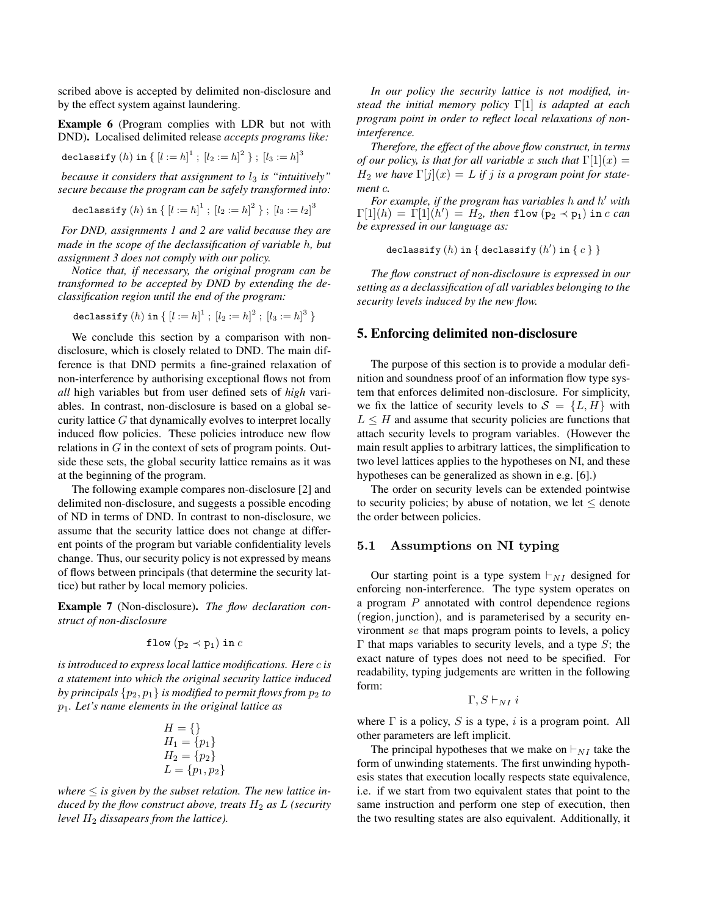scribed above is accepted by delimited non-disclosure and by the effect system against laundering.

**Example 6** (Program complies with LDR but not with DND)**.** *Localised delimited release accepts programs like:*

$$\texttt{declassify}\ (h)\ \texttt{in}\ \{\ [l := h]^1\ ;\ [l_2 := h]^2\ \}\ ;\ [l_3 := h]^3$$

*because it considers that assignment to $l_3$ is "intuitively" secure because the program can be safely transformed into:*

$$\texttt{declassify}\ (h)\ \texttt{in}\ \{\ [l := h]^1\ ;\ [l_2 := h]^2\ \}\ ;\ [l_3 := l_2]^3$$

*For DND, assignments 1 and 2 are valid because they are made in the scope of the declassification of variable $h$, but assignment 3 does not comply with our policy.*

*Notice that, if necessary, the original program can be transformed to be accepted by DND by extending the declassification region until the end of the program:*

$$\texttt{declassify}\ (h)\ \texttt{in}\ \{\ [l := h]^1\ ;\ [l_2 := h]^2\ ;\ [l_3 := h]^3\ \}$$

We conclude this section by a comparison with non-disclosure, which is closely related to DND. The main difference is that DND permits a fine-grained relaxation of non-interference by authorising exceptional flows not from *all* high variables but from user defined sets of *high* variables. In contrast, non-disclosure is based on a global security lattice $G$ that dynamically evolves to interpret locally induced flow policies. These policies introduce new flow relations in $G$ in the context of sets of program points. Outside these sets, the global security lattice remains as it was at the beginning of the program.

The following example compares non-disclosure [2] and delimited non-disclosure, and suggests a possible encoding of ND in terms of DND. In contrast to non-disclosure, we assume that the security lattice does not change at different points of the program but variable confidentiality levels change. Thus, our security policy is not expressed by means of flows between principals (that determine the security lattice) but rather by local memory policies.

**Example 7** (Non-disclosure)**.** *The flow declaration construct of non-disclosure*

$$\texttt{flow}\ (\texttt{p}_2 \prec \texttt{p}_1)\ \texttt{in}\ c$$

*is introduced to express local lattice modifications. Here $c$ is a statement into which the original security lattice induced by principals $\{p_2, p_1\}$ is modified to permit flows from $p_2$ to $p_1$. Let's name elements in the original lattice as*

$$H = \{\}$$
$$H_1 = \{p_1\}$$
$$H_2 = \{p_2\}$$
$$L = \{p_1, p_2\}$$

*where $\leq$ is given by the subset relation. The new lattice induced by the flow construct above, treats $H_2$ as $L$ (security level $H_2$ dissapears from the lattice).*

*In our policy the security lattice is not modified, instead the initial memory policy $\Gamma[1]$ is adapted at each program point in order to reflect local relaxations of non-interference.*

*Therefore, the effect of the above flow construct, in terms of our policy, is that for all variable $x$ such that $\Gamma[1](x) = H_2$ we have $\Gamma[j](x) = L$ if $j$ is a program point for statement $c$.*

*For example, if the program has variables $h$ and $h'$ with $\Gamma[1](h) = \Gamma[1](h') = H_2$, then $\texttt{flow}\ (\texttt{p}_2 \prec \texttt{p}_1)\ \texttt{in}\ c$ can be expressed in our language as:*

$$\texttt{declassify}\ (h)\ \texttt{in}\ \{\ \texttt{declassify}\ (h')\ \texttt{in}\ \{\ c\ \}\ \}$$

*The flow construct of non-disclosure is expressed in our setting as a declassification of all variables belonging to the security levels induced by the new flow.*

## 5. Enforcing delimited non-disclosure

The purpose of this section is to provide a modular definition and soundness proof of an information flow type system that enforces delimited non-disclosure. For simplicity, we fix the lattice of security levels to $\mathcal{S} = \{L, H\}$ with $L \leq H$ and assume that security policies are functions that attach security levels to program variables. (However the main result applies to arbitrary lattices, the simplification to two level lattices applies to the hypotheses on NI, and these hypotheses can be generalized as shown in e.g. [6].)

The order on security levels can be extended pointwise to security policies; by abuse of notation, we let $\leq$ denote the order between policies.

### 5.1 Assumptions on NI typing

Our starting point is a type system $\vdash_{NI}$ designed for enforcing non-interference. The type system operates on a program $P$ annotated with control dependence regions (region, junction), and is parameterised by a security environment $se$ that maps program points to levels, a policy $\Gamma$ that maps variables to security levels, and a type $S$; the exact nature of types does not need to be specified. For readability, typing judgements are written in the following form:

$$\Gamma, S \vdash_{NI} i$$

where $\Gamma$ is a policy, $S$ is a type, $i$ is a program point. All other parameters are left implicit.

The principal hypotheses that we make on $\vdash_{NI}$ take the form of unwinding statements. The first unwinding hypothesis states that execution locally respects state equivalence, i.e. if we start from two equivalent states that point to the same instruction and perform one step of execution, then the two resulting states are also equivalent. Additionally, it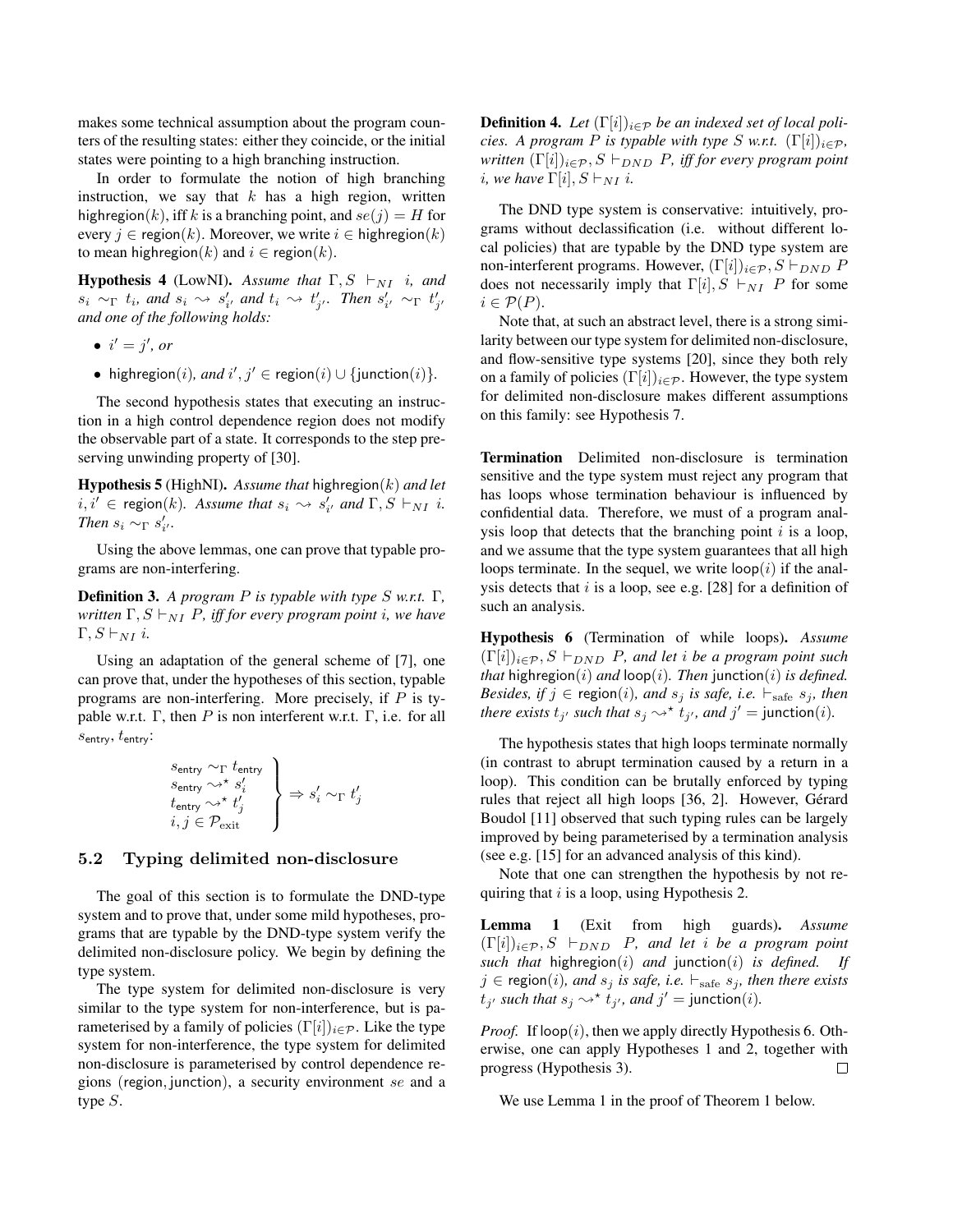makes some technical assumption about the program counters of the resulting states: either they coincide, or the initial states were pointing to a high branching instruction.

In order to formulate the notion of high branching instruction, we say that $k$ has a high region, written $\mathsf{highregion}(k)$, iff $k$ is a branching point, and $se(j) = H$ for every $j \in \mathsf{region}(k)$. Moreover, we write $i \in \mathsf{highregion}(k)$ to mean $\mathsf{highregion}(k)$ and $i \in \mathsf{region}(k)$.

**Hypothesis 4** (LowNI). *Assume that $\Gamma, S \vdash_{NI} i$, and $s_i \sim_\Gamma t_i$, and $s_i \leadsto s'_{i'}$ and $t_i \leadsto t'_{j'}$. Then $s'_{i'} \sim_\Gamma t'_{j'}$ and one of the following holds:*

- *$i' = j'$, or*
- *$\mathsf{highregion}(i)$, and $i', j' \in \mathsf{region}(i) \cup \{\mathsf{junction}(i)\}$.*

The second hypothesis states that executing an instruction in a high control dependence region does not modify the observable part of a state. It corresponds to the step preserving unwinding property of [30].

**Hypothesis 5** (HighNI). *Assume that $\mathsf{highregion}(k)$ and let $i, i' \in \mathsf{region}(k)$. Assume that $s_i \leadsto s'_{i'}$ and $\Gamma, S \vdash_{NI} i$. Then $s_i \sim_\Gamma s'_{i'}$.*

Using the above lemmas, one can prove that typable programs are non-interfering.

**Definition 3.** *A program $P$ is typable with type $S$ w.r.t. $\Gamma$, written $\Gamma, S \vdash_{NI} P$, iff for every program point $i$, we have $\Gamma, S \vdash_{NI} i$.*

Using an adaptation of the general scheme of [7], one can prove that, under the hypotheses of this section, typable programs are non-interfering. More precisely, if $P$ is typable w.r.t. $\Gamma$, then $P$ is non interferent w.r.t. $\Gamma$, i.e. for all $s_{\mathsf{entry}}, t_{\mathsf{entry}}$:

$$\left.\begin{array}{l} s_{\mathsf{entry}} \sim_\Gamma t_{\mathsf{entry}} \\ s_{\mathsf{entry}} \leadsto^\star s'_i \\ t_{\mathsf{entry}} \leadsto^\star t'_j \\ i, j \in \mathcal{P}_{\mathrm{exit}} \end{array}\right\} \Rightarrow s'_i \sim_\Gamma t'_j$$

### 5.2 Typing delimited non-disclosure

The goal of this section is to formulate the DND-type system and to prove that, under some mild hypotheses, programs that are typable by the DND-type system verify the delimited non-disclosure policy. We begin by defining the type system.

The type system for delimited non-disclosure is very similar to the type system for non-interference, but is parameterised by a family of policies $(\Gamma[i])_{i \in \mathcal{P}}$. Like the type system for non-interference, the type system for delimited non-disclosure is parameterised by control dependence regions $(\mathsf{region}, \mathsf{junction})$, a security environment $se$ and a type $S$.

**Definition 4.** *Let $(\Gamma[i])_{i \in \mathcal{P}}$ be an indexed set of local policies. A program $P$ is typable with type $S$ w.r.t. $(\Gamma[i])_{i \in \mathcal{P}}$, written $(\Gamma[i])_{i \in \mathcal{P}}, S \vdash_{DND} P$, iff for every program point $i$, we have $\Gamma[i], S \vdash_{NI} i$.*

The DND type system is conservative: intuitively, programs without declassification (i.e. without different local policies) that are typable by the DND type system are non-interferent programs. However, $(\Gamma[i])_{i \in \mathcal{P}}, S \vdash_{DND} P$ does not necessarily imply that $\Gamma[i], S \vdash_{NI} P$ for some $i \in \mathcal{P}(P)$.

Note that, at such an abstract level, there is a strong similarity between our type system for delimited non-disclosure, and flow-sensitive type systems [20], since they both rely on a family of policies $(\Gamma[i])_{i \in \mathcal{P}}$. However, the type system for delimited non-disclosure makes different assumptions on this family: see Hypothesis 7.

**Termination** Delimited non-disclosure is termination sensitive and the type system must reject any program that has loops whose termination behaviour is influenced by confidential data. Therefore, we must of a program analysis loop that detects that the branching point $i$ is a loop, and we assume that the type system guarantees that all high loops terminate. In the sequel, we write $\mathsf{loop}(i)$ if the analysis detects that $i$ is a loop, see e.g. [28] for a definition of such an analysis.

**Hypothesis 6** (Termination of while loops). *Assume $(\Gamma[i])_{i \in \mathcal{P}}, S \vdash_{DND} P$, and let $i$ be a program point such that $\mathsf{highregion}(i)$ and $\mathsf{loop}(i)$. Then $\mathsf{junction}(i)$ is defined. Besides, if $j \in \mathsf{region}(i)$, and $s_j$ is safe, i.e. $\vdash_{\mathrm{safe}} s_j$, then there exists $t_{j'}$ such that $s_j \leadsto^\star t_{j'}$, and $j' = \mathsf{junction}(i)$.*

The hypothesis states that high loops terminate normally (in contrast to abrupt termination caused by a return in a loop). This condition can be brutally enforced by typing rules that reject all high loops [36, 2]. However, Gérard Boudol [11] observed that such typing rules can be largely improved by being parameterised by a termination analysis (see e.g. [15] for an advanced analysis of this kind).

Note that one can strengthen the hypothesis by not requiring that $i$ is a loop, using Hypothesis 2.

**Lemma 1** (Exit from high guards). *Assume $(\Gamma[i])_{i \in \mathcal{P}}, S \vdash_{DND} P$, and let $i$ be a program point such that $\mathsf{highregion}(i)$ and $\mathsf{junction}(i)$ is defined. If $j \in \mathsf{region}(i)$, and $s_j$ is safe, i.e. $\vdash_{\mathrm{safe}} s_j$, then there exists $t_{j'}$ such that $s_j \leadsto^\star t_{j'}$, and $j' = \mathsf{junction}(i)$.*

*Proof.* If $\mathsf{loop}(i)$, then we apply directly Hypothesis 6. Otherwise, one can apply Hypotheses 1 and 2, together with progress (Hypothesis 3). □

We use Lemma 1 in the proof of Theorem 1 below.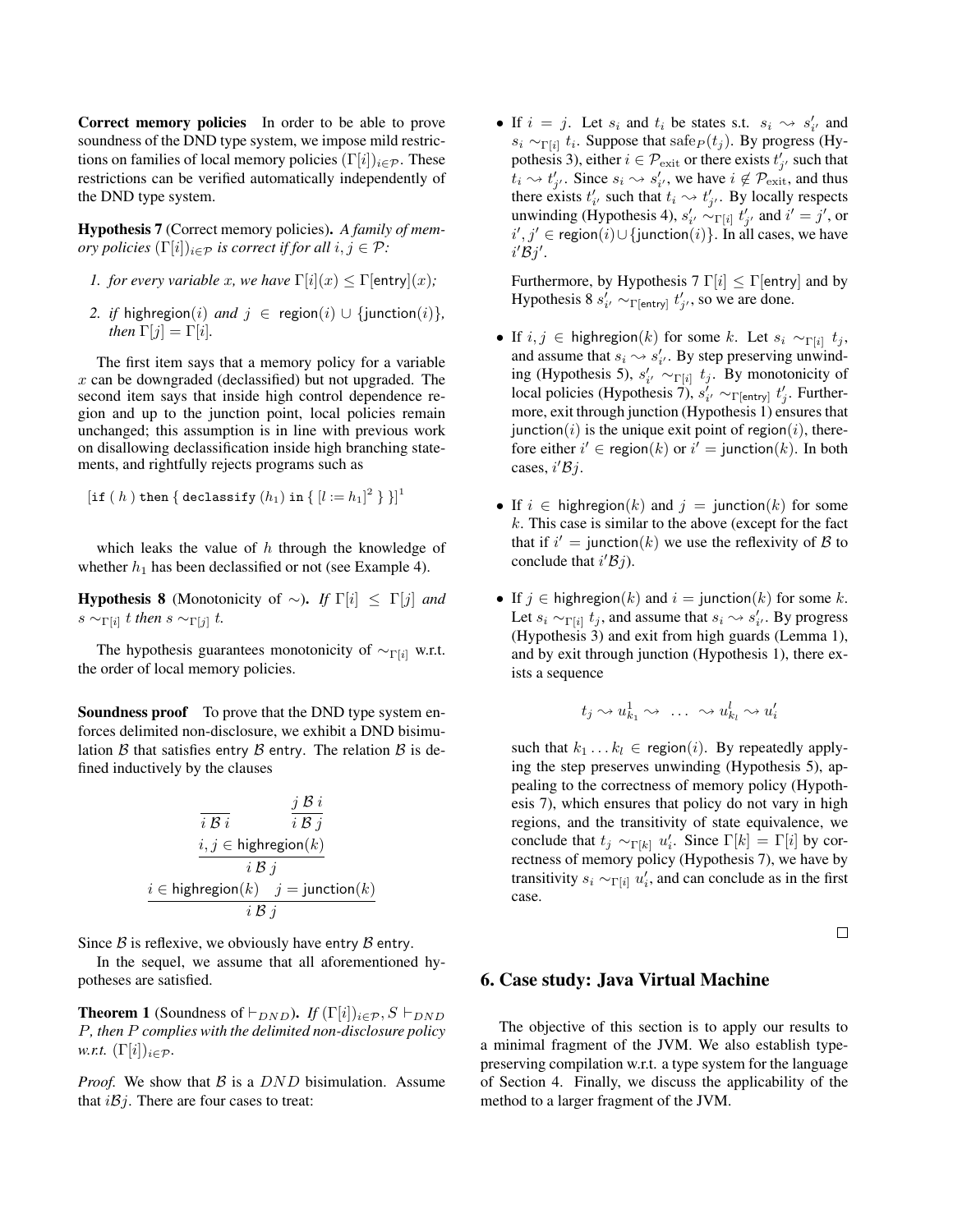**Correct memory policies** In order to be able to prove soundness of the DND type system, we impose mild restrictions on families of local memory policies $(\Gamma[i])_{i\in\mathcal{P}}$. These restrictions can be verified automatically independently of the DND type system.

**Hypothesis 7** (Correct memory policies)**.** *A family of memory policies $(\Gamma[i])_{i\in\mathcal{P}}$ is correct if for all $i, j \in \mathcal{P}$:*

1. *for every variable $x$, we have $\Gamma[i](x) \leq \Gamma[\mathsf{entry}](x)$;*
2. *if $\mathsf{highregion}(i)$ and $j \in \mathsf{region}(i) \cup \{\mathsf{junction}(i)\}$, then $\Gamma[j] = \Gamma[i]$.*

The first item says that a memory policy for a variable $x$ can be downgraded (declassified) but not upgraded. The second item says that inside high control dependence region and up to the junction point, local policies remain unchanged; this assumption is in line with previous work on disallowing declassification inside high branching statements, and rightfully rejects programs such as

$$[\texttt{if}\ (\ h\ )\ \texttt{then}\ \{\ \texttt{declassify}\ (h_1)\ \texttt{in}\ \{\ [l := h_1]^2\ \}\ \}]^1$$

which leaks the value of $h$ through the knowledge of whether $h_1$ has been declassified or not (see Example 4).

**Hypothesis 8** (Monotonicity of $\sim$)**.** *If $\Gamma[i] \leq \Gamma[j]$ and $s \sim_{\Gamma[i]} t$ then $s \sim_{\Gamma[j]} t$.*

The hypothesis guarantees monotonicity of $\sim_{\Gamma[i]}$ w.r.t. the order of local memory policies.

**Soundness proof** To prove that the DND type system enforces delimited non-disclosure, we exhibit a DND bisimulation $\mathcal{B}$ that satisfies $\mathsf{entry}\ \mathcal{B}\ \mathsf{entry}$. The relation $\mathcal{B}$ is defined inductively by the clauses

$$\frac{}{i\ \mathcal{B}\ i} \qquad \frac{j\ \mathcal{B}\ i}{i\ \mathcal{B}\ j}$$

$$\frac{i, j \in \mathsf{highregion}(k)}{i\ \mathcal{B}\ j}$$

$$\frac{i \in \mathsf{highregion}(k) \quad j = \mathsf{junction}(k)}{i\ \mathcal{B}\ j}$$

Since $\mathcal{B}$ is reflexive, we obviously have $\mathsf{entry}\ \mathcal{B}\ \mathsf{entry}$.

In the sequel, we assume that all aforementioned hypotheses are satisfied.

**Theorem 1** (Soundness of $\vdash_{DND}$)**.** *If $(\Gamma[i])_{i\in\mathcal{P}}, S \vdash_{DND} P$, then $P$ complies with the delimited non-disclosure policy w.r.t. $(\Gamma[i])_{i\in\mathcal{P}}$.*

*Proof.* We show that $\mathcal{B}$ is a $DND$ bisimulation. Assume that $i\mathcal{B}j$. There are four cases to treat:

- If $i = j$. Let $s_i$ and $t_i$ be states s.t. $s_i \leadsto s'_{i'}$ and $s_i \sim_{\Gamma[i]} t_i$. Suppose that $\mathrm{safe}_P(t_j)$. By progress (Hypothesis 3), either $i \in \mathcal{P}_{\mathrm{exit}}$ or there exists $t'_{j'}$ such that $t_i \leadsto t'_{j'}$. Since $s_i \leadsto s'_{i'}$, we have $i \notin \mathcal{P}_{\mathrm{exit}}$, and thus there exists $t'_{j'}$ such that $t_i \leadsto t'_{j'}$. By locally respects unwinding (Hypothesis 4), $s'_{i'} \sim_{\Gamma[i]} t'_{j'}$ and $i' = j'$, or $i', j' \in \mathsf{region}(i) \cup \{\mathsf{junction}(i)\}$. In all cases, we have $i'\mathcal{B}j'$.

  Furthermore, by Hypothesis 7 $\Gamma[i] \leq \Gamma[\mathsf{entry}]$ and by Hypothesis 8 $s'_{i'} \sim_{\Gamma[\mathsf{entry}]} t'_{j'}$, so we are done.

- If $i, j \in \mathsf{highregion}(k)$ for some $k$. Let $s_i \sim_{\Gamma[i]} t_j$, and assume that $s_i \leadsto s'_{i'}$. By step preserving unwinding (Hypothesis 5), $s'_{i'} \sim_{\Gamma[i]} t_j$. By monotonicity of local policies (Hypothesis 7), $s'_{i'} \sim_{\Gamma[\mathsf{entry}]} t'_j$. Furthermore, exit through junction (Hypothesis 1) ensures that $\mathsf{junction}(i)$ is the unique exit point of $\mathsf{region}(i)$, therefore either $i' \in \mathsf{region}(k)$ or $i' = \mathsf{junction}(k)$. In both cases, $i'\mathcal{B}j$.

- If $i \in \mathsf{highregion}(k)$ and $j = \mathsf{junction}(k)$ for some $k$. This case is similar to the above (except for the fact that if $i' = \mathsf{junction}(k)$ we use the reflexivity of $\mathcal{B}$ to conclude that $i'\mathcal{B}j$).

- If $j \in \mathsf{highregion}(k)$ and $i = \mathsf{junction}(k)$ for some $k$. Let $s_i \sim_{\Gamma[i]} t_j$, and assume that $s_i \leadsto s'_{i'}$. By progress (Hypothesis 3) and exit from high guards (Lemma 1), and by exit through junction (Hypothesis 1), there exists a sequence

  $$t_j \leadsto u^1_{k_1} \leadsto\ \ldots\ \leadsto u^l_{k_l} \leadsto u'_i$$

  such that $k_1 \ldots k_l \in \mathsf{region}(i)$. By repeatedly applying the step preserves unwinding (Hypothesis 5), appealing to the correctness of memory policy (Hypothesis 7), which ensures that policy do not vary in high regions, and the transitivity of state equivalence, we conclude that $t_j \sim_{\Gamma[k]} u'_i$. Since $\Gamma[k] = \Gamma[i]$ by correctness of memory policy (Hypothesis 7), we have by transitivity $s_i \sim_{\Gamma[i]} u'_i$, and can conclude as in the first case.

□

## 6. Case study: Java Virtual Machine

The objective of this section is to apply our results to a minimal fragment of the JVM. We also establish type-preserving compilation w.r.t. a type system for the language of Section 4. Finally, we discuss the applicability of the method to a larger fragment of the JVM.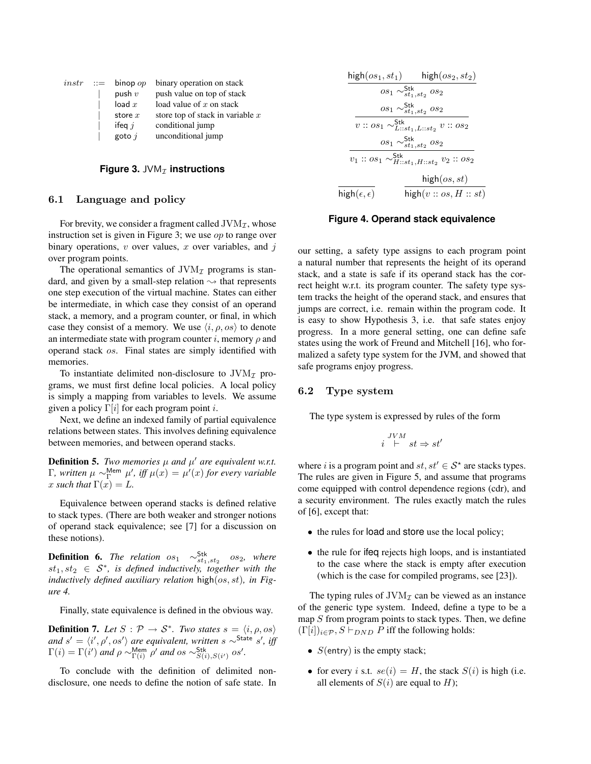| $instr$ | ::= | $\mathsf{binop}\ op$ | binary operation on stack |
|---|---|---|---|
| | \| | $\mathsf{push}\ v$ | push value on top of stack |
| | \| | $\mathsf{load}\ x$ | load value of $x$ on stack |
| | \| | $\mathsf{store}\ x$ | store top of stack in variable $x$ |
| | \| | $\mathsf{ifeq}\ j$ | conditional jump |
| | \| | $\mathsf{goto}\ j$ | unconditional jump |

**Figure 3.** $\mathsf{JVM}_{\mathcal{I}}$ **instructions**

### 6.1 Language and policy

For brevity, we consider a fragment called $\mathrm{JVM}_{\mathcal{I}}$, whose instruction set is given in Figure 3; we use $op$ to range over binary operations, $v$ over values, $x$ over variables, and $j$ over program points.

The operational semantics of $\mathrm{JVM}_{\mathcal{I}}$ programs is standard, and given by a small-step relation $\leadsto$ that represents one step execution of the virtual machine. States can either be intermediate, in which case they consist of an operand stack, a memory, and a program counter, or final, in which case they consist of a memory. We use $\langle i, \rho, os\rangle$ to denote an intermediate state with program counter $i$, memory $\rho$ and operand stack $os$. Final states are simply identified with memories.

To instantiate delimited non-disclosure to $\mathrm{JVM}_{\mathcal{I}}$ programs, we must first define local policies. A local policy is simply a mapping from variables to levels. We assume given a policy $\Gamma[i]$ for each program point $i$.

Next, we define an indexed family of partial equivalence relations between states. This involves defining equivalence between memories, and between operand stacks.

**Definition 5.** *Two memories $\mu$ and $\mu'$ are equivalent w.r.t. $\Gamma$, written $\mu \sim^{\mathsf{Mem}}_{\Gamma} \mu'$, iff $\mu(x) = \mu'(x)$ for every variable $x$ such that $\Gamma(x) = L$.*

Equivalence between operand stacks is defined relative to stack types. (There are both weaker and stronger notions of operand stack equivalence; see [7] for a discussion on these notions).

**Definition 6.** *The relation $os_1 \sim^{\mathsf{Stk}}_{st_1,st_2} os_2$, where $st_1, st_2 \in \mathcal{S}^*$, is defined inductively, together with the inductively defined auxiliary relation $\mathsf{high}(os, st)$, in Figure 4.*

Finally, state equivalence is defined in the obvious way.

**Definition 7.** *Let $S : \mathcal{P} \to \mathcal{S}^*$. Two states $s = \langle i, \rho, os\rangle$ and $s' = \langle i', \rho', os'\rangle$ are equivalent, written $s \sim^{\mathsf{State}} s'$, iff $\Gamma(i) = \Gamma(i')$ and $\rho \sim^{\mathsf{Mem}}_{\Gamma(i)} \rho'$ and $os \sim^{\mathsf{Stk}}_{S(i),S(i')} os'$.*

To conclude with the definition of delimited non-disclosure, one needs to define the notion of safe state. In our setting, a safety type assigns to each program point a natural number that represents the height of its operand stack, and a state is safe if its operand stack has the correct height w.r.t. its program counter. The safety type system tracks the height of the operand stack, and ensures that jumps are correct, i.e. remain within the program code. It is easy to show Hypothesis 3, i.e. that safe states enjoy progress. In a more general setting, one can define safe states using the work of Freund and Mitchell [16], who formalized a safety type system for the JVM, and showed that safe programs enjoy progress.

$$\frac{\mathsf{high}(os_1, st_1) \qquad \mathsf{high}(os_2, st_2)}{os_1 \sim^{\mathsf{Stk}}_{st_1,st_2} os_2}$$

$$\frac{os_1 \sim^{\mathsf{Stk}}_{st_1,st_2} os_2}{v :: os_1 \sim^{\mathsf{Stk}}_{L::st_1,L::st_2} v :: os_2}$$

$$\frac{os_1 \sim^{\mathsf{Stk}}_{st_1,st_2} os_2}{v_1 :: os_1 \sim^{\mathsf{Stk}}_{H::st_1,H::st_2} v_2 :: os_2}$$

$$\frac{}{\mathsf{high}(\epsilon, \epsilon)} \qquad \frac{\mathsf{high}(os, st)}{\mathsf{high}(v :: os, H :: st)}$$

**Figure 4. Operand stack equivalence**

### 6.2 Type system

The type system is expressed by rules of the form

$$i \overset{JVM}{\vdash} st \Rightarrow st'$$

where $i$ is a program point and $st, st' \in \mathcal{S}^\star$ are stacks types. The rules are given in Figure 5, and assume that programs come equipped with control dependence regions (cdr), and a security environment. The rules exactly match the rules of [6], except that:

- the rules for load and store use the local policy;
- the rule for ifeq rejects high loops, and is instantiated to the case where the stack is empty after execution (which is the case for compiled programs, see [23]).

The typing rules of $\mathrm{JVM}_{\mathcal{I}}$ can be viewed as an instance of the generic type system. Indeed, define a type to be a map $S$ from program points to stack types. Then, we define $(\Gamma[i])_{i\in\mathcal{P}}, S \vdash_{DND} P$ iff the following holds:

- $S(\mathsf{entry})$ is the empty stack;
- for every $i$ s.t. $se(i) = H$, the stack $S(i)$ is high (i.e. all elements of $S(i)$ are equal to $H$);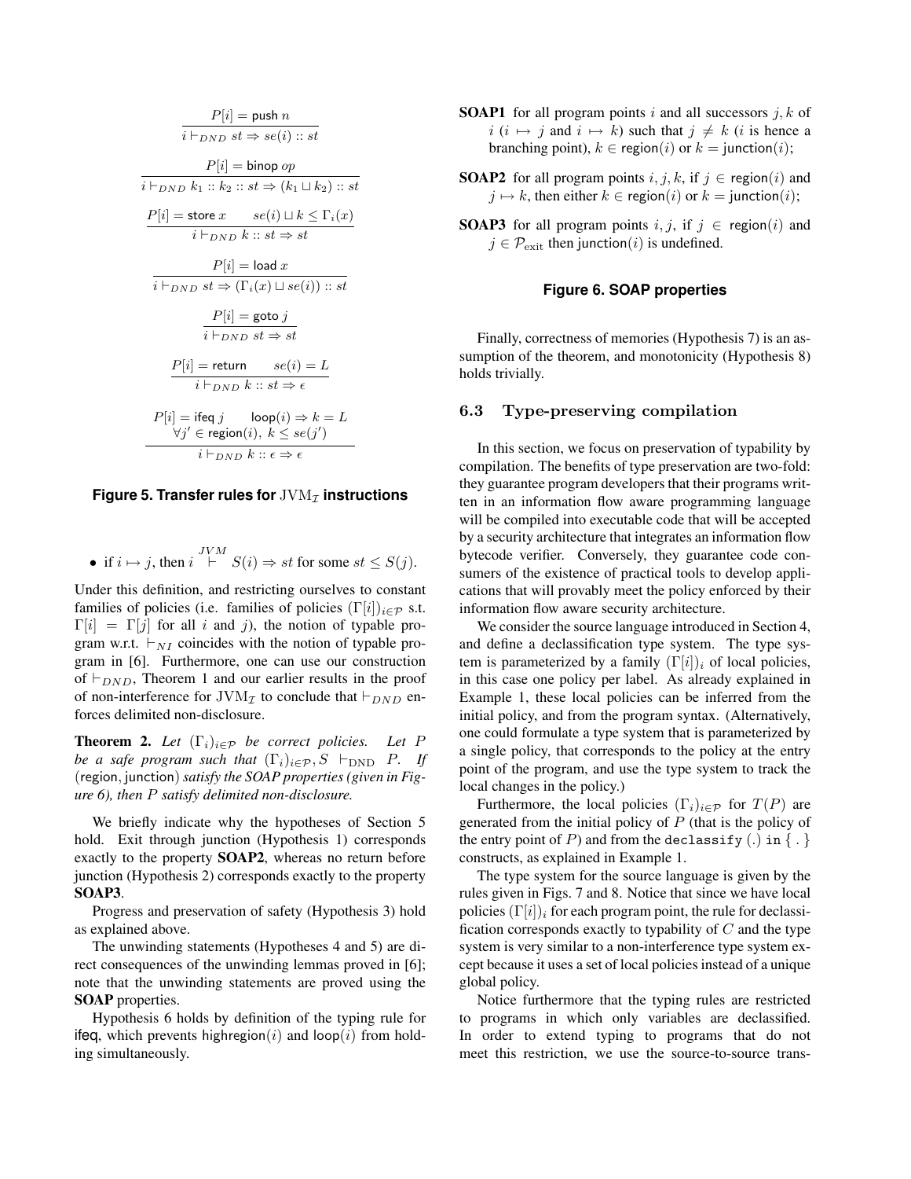$$\frac{P[i] = \mathsf{push}\ n}{i \vdash_{DND} st \Rightarrow se(i) :: st}$$

$$\frac{P[i] = \mathsf{binop}\ op}{i \vdash_{DND} k_1 :: k_2 :: st \Rightarrow (k_1 \sqcup k_2) :: st}$$

$$\frac{P[i] = \mathsf{store}\ x \qquad se(i) \sqcup k \leq \Gamma_i(x)}{i \vdash_{DND} k :: st \Rightarrow st}$$

$$\frac{P[i] = \mathsf{load}\ x}{i \vdash_{DND} st \Rightarrow (\Gamma_i(x) \sqcup se(i)) :: st}$$

$$\frac{P[i] = \mathsf{goto}\ j}{i \vdash_{DND} st \Rightarrow st}$$

$$\frac{P[i] = \mathsf{return} \qquad se(i) = L}{i \vdash_{DND} k :: st \Rightarrow \epsilon}$$

$$\frac{P[i] = \mathsf{ifeq}\ j \qquad \mathsf{loop}(i) \Rightarrow k = L \qquad \forall j' \in \mathsf{region}(i),\ k \leq se(j')}{i \vdash_{DND} k :: \epsilon \Rightarrow \epsilon}$$

**Figure 5. Transfer rules for $\mathrm{JVM}_{\mathcal{I}}$ instructions**

- if $i \mapsto j$, then $i \overset{JVM}{\vdash} S(i) \Rightarrow st$ for some $st \leq S(j)$.

Under this definition, and restricting ourselves to constant families of policies (i.e. families of policies $(\Gamma[i])_{i \in \mathcal{P}}$ s.t. $\Gamma[i] = \Gamma[j]$ for all $i$ and $j$), the notion of typable program w.r.t. $\vdash_{NI}$ coincides with the notion of typable program in [6]. Furthermore, one can use our construction of $\vdash_{DND}$, Theorem 1 and our earlier results in the proof of non-interference for $\mathrm{JVM}_{\mathcal{I}}$ to conclude that $\vdash_{DND}$ enforces delimited non-disclosure.

**Theorem 2.** *Let $(\Gamma_i)_{i\in\mathcal{P}}$ be correct policies. Let $P$ be a safe program such that $(\Gamma_i)_{i\in\mathcal{P}}, S \vdash_{\mathrm{DND}} P$. If* (region, junction) *satisfy the SOAP properties (given in Figure 6), then $P$ satisfy delimited non-disclosure.*

We briefly indicate why the hypotheses of Section 5 hold. Exit through junction (Hypothesis 1) corresponds exactly to the property **SOAP2**, whereas no return before junction (Hypothesis 2) corresponds exactly to the property **SOAP3**.

Progress and preservation of safety (Hypothesis 3) hold as explained above.

The unwinding statements (Hypotheses 4 and 5) are direct consequences of the unwinding lemmas proved in [6]; note that the unwinding statements are proved using the **SOAP** properties.

Hypothesis 6 holds by definition of the typing rule for ifeq, which prevents highregion$(i)$ and loop$(i)$ from holding simultaneously.

**SOAP1** for all program points $i$ and all successors $j, k$ of $i$ ($i \mapsto j$ and $i \mapsto k$) such that $j \neq k$ ($i$ is hence a branching point), $k \in \mathsf{region}(i)$ or $k = \mathsf{junction}(i)$;

**SOAP2** for all program points $i, j, k$, if $j \in \mathsf{region}(i)$ and $j \mapsto k$, then either $k \in \mathsf{region}(i)$ or $k = \mathsf{junction}(i)$;

**SOAP3** for all program points $i, j$, if $j \in \mathsf{region}(i)$ and $j \in \mathcal{P}_{\mathrm{exit}}$ then $\mathsf{junction}(i)$ is undefined.

**Figure 6. SOAP properties**

Finally, correctness of memories (Hypothesis 7) is an assumption of the theorem, and monotonicity (Hypothesis 8) holds trivially.

### 6.3 Type-preserving compilation

In this section, we focus on preservation of typability by compilation. The benefits of type preservation are two-fold: they guarantee program developers that their programs written in an information flow aware programming language will be compiled into executable code that will be accepted by a security architecture that integrates an information flow bytecode verifier. Conversely, they guarantee code consumers of the existence of practical tools to develop applications that will provably meet the policy enforced by their information flow aware security architecture.

We consider the source language introduced in Section 4, and define a declassification type system. The type system is parameterized by a family $(\Gamma[i])_i$ of local policies, in this case one policy per label. As already explained in Example 1, these local policies can be inferred from the initial policy, and from the program syntax. (Alternatively, one could formulate a type system that is parameterized by a single policy, that corresponds to the policy at the entry point of the program, and use the type system to track the local changes in the policy.)

Furthermore, the local policies $(\Gamma_i)_{i\in\mathcal{P}}$ for $T(P)$ are generated from the initial policy of $P$ (that is the policy of the entry point of $P$) and from the `declassify (.) in { . }` constructs, as explained in Example 1.

The type system for the source language is given by the rules given in Figs. 7 and 8. Notice that since we have local policies $(\Gamma[i])_i$ for each program point, the rule for declassification corresponds exactly to typability of $C$ and the type system is very similar to a non-interference type system except because it uses a set of local policies instead of a unique global policy.

Notice furthermore that the typing rules are restricted to programs in which only variables are declassified. In order to extend typing to programs that do not meet this restriction, we use the source-to-source trans-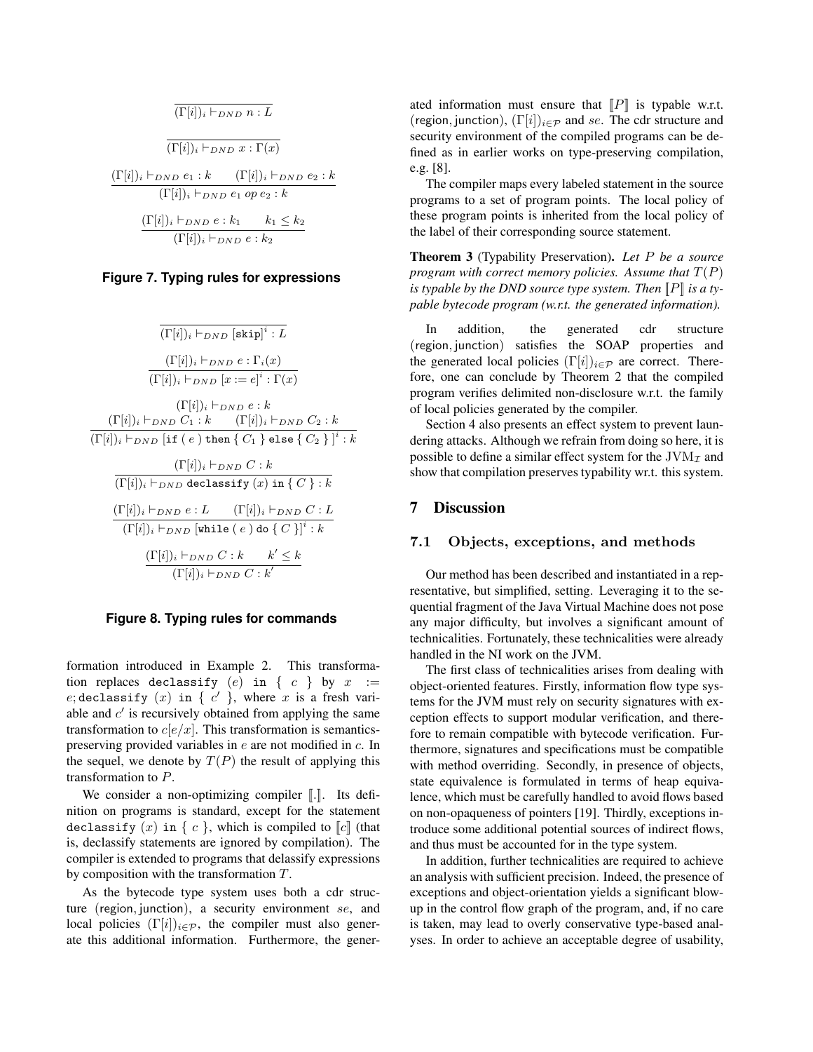$$\frac{}{(\Gamma[i])_i \vdash_{DND} n : L}$$

$$\frac{}{(\Gamma[i])_i \vdash_{DND} x : \Gamma(x)}$$

$$\frac{(\Gamma[i])_i \vdash_{DND} e_1 : k \qquad (\Gamma[i])_i \vdash_{DND} e_2 : k}{(\Gamma[i])_i \vdash_{DND} e_1 \; op \; e_2 : k}$$

$$\frac{(\Gamma[i])_i \vdash_{DND} e : k_1 \qquad k_1 \leq k_2}{(\Gamma[i])_i \vdash_{DND} e : k_2}$$

**Figure 7. Typing rules for expressions**

$$\frac{}{(\Gamma[i])_i \vdash_{DND} [\texttt{skip}]^i : L}$$

$$\frac{(\Gamma[i])_i \vdash_{DND} e : \Gamma_i(x)}{(\Gamma[i])_i \vdash_{DND} [x := e]^i : \Gamma(x)}$$

$$\frac{(\Gamma[i])_i \vdash_{DND} e : k \qquad (\Gamma[i])_i \vdash_{DND} C_1 : k \qquad (\Gamma[i])_i \vdash_{DND} C_2 : k}{(\Gamma[i])_i \vdash_{DND} [\texttt{if} \; ( \; e \; ) \; \texttt{then} \; \{ \; C_1 \; \} \; \texttt{else} \; \{ \; C_2 \; \} \; ]^i : k}$$

$$\frac{(\Gamma[i])_i \vdash_{DND} C : k}{(\Gamma[i])_i \vdash_{DND} \texttt{declassify} \; (x) \; \texttt{in} \; \{ \; C \; \} : k}$$

$$\frac{(\Gamma[i])_i \vdash_{DND} e : L \qquad (\Gamma[i])_i \vdash_{DND} C : L}{(\Gamma[i])_i \vdash_{DND} [\texttt{while} \; ( \; e \; ) \; \texttt{do} \; \{ \; C \; \}]^i : k}$$

$$\frac{(\Gamma[i])_i \vdash_{DND} C : k \qquad k' \leq k}{(\Gamma[i])_i \vdash_{DND} C : k'}$$

**Figure 8. Typing rules for commands**

formation introduced in Example 2. This transformation replaces `declassify` $(e)$ `in` { $c$ } by $x := e$; `declassify` $(x)$ `in` { $c'$ }, where $x$ is a fresh variable and $c'$ is recursively obtained from applying the same transformation to $c[e/x]$. This transformation is semantics-preserving provided variables in $e$ are not modified in $c$. In the sequel, we denote by $T(P)$ the result of applying this transformation to $P$.

We consider a non-optimizing compiler $[\![.]\!]$. Its definition on programs is standard, except for the statement `declassify` $(x)$ `in` { $c$ }, which is compiled to $[\![c]\!]$ (that is, declassify statements are ignored by compilation). The compiler is extended to programs that delassify expressions by composition with the transformation $T$.

As the bytecode type system uses both a cdr structure (region, junction), a security environment $se$, and local policies $(\Gamma[i])_{i\in\mathcal{P}}$, the compiler must also generate this additional information. Furthermore, the generated information must ensure that $[\![P]\!]$ is typable w.r.t. (region, junction), $(\Gamma[i])_{i\in\mathcal{P}}$ and $se$. The cdr structure and security environment of the compiled programs can be defined as in earlier works on type-preserving compilation, e.g. [8].

The compiler maps every labeled statement in the source programs to a set of program points. The local policy of these program points is inherited from the local policy of the label of their corresponding source statement.

**Theorem 3** (Typability Preservation)**.** *Let $P$ be a source program with correct memory policies. Assume that $T(P)$ is typable by the DND source type system. Then $[\![P]\!]$ is a typable bytecode program (w.r.t. the generated information).*

In addition, the generated cdr structure (region, junction) satisfies the SOAP properties and the generated local policies $(\Gamma[i])_{i\in\mathcal{P}}$ are correct. Therefore, one can conclude by Theorem 2 that the compiled program verifies delimited non-disclosure w.r.t. the family of local policies generated by the compiler.

Section 4 also presents an effect system to prevent laundering attacks. Although we refrain from doing so here, it is possible to define a similar effect system for the $\mathrm{JVM}_{\mathcal{I}}$ and show that compilation preserves typability wr.t. this system.

## 7 Discussion

### 7.1 Objects, exceptions, and methods

Our method has been described and instantiated in a representative, but simplified, setting. Leveraging it to the sequential fragment of the Java Virtual Machine does not pose any major difficulty, but involves a significant amount of technicalities. Fortunately, these technicalities were already handled in the NI work on the JVM.

The first class of technicalities arises from dealing with object-oriented features. Firstly, information flow type systems for the JVM must rely on security signatures with exception effects to support modular verification, and therefore to remain compatible with bytecode verification. Furthermore, signatures and specifications must be compatible with method overriding. Secondly, in presence of objects, state equivalence is formulated in terms of heap equivalence, which must be carefully handled to avoid flows based on non-opaqueness of pointers [19]. Thirdly, exceptions introduce some additional potential sources of indirect flows, and thus must be accounted for in the type system.

In addition, further technicalities are required to achieve an analysis with sufficient precision. Indeed, the presence of exceptions and object-orientation yields a significant blowup in the control flow graph of the program, and, if no care is taken, may lead to overly conservative type-based analyses. In order to achieve an acceptable degree of usability,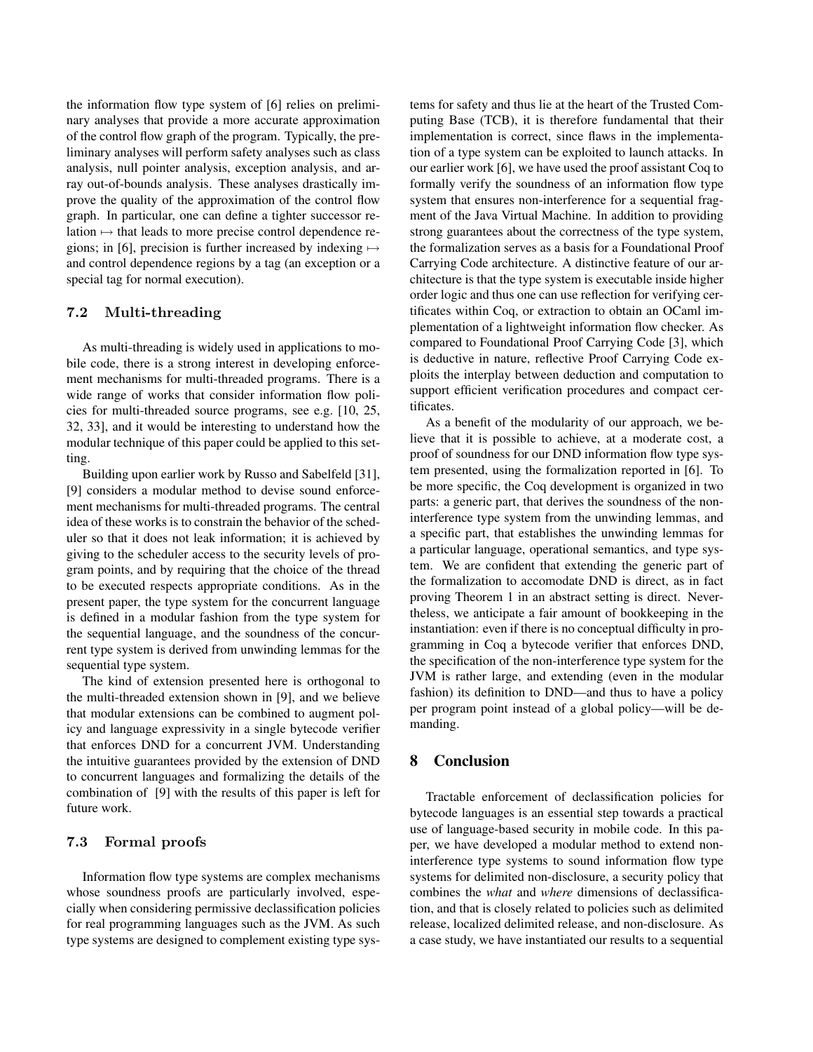the information flow type system of [6] relies on preliminary analyses that provide a more accurate approximation of the control flow graph of the program. Typically, the preliminary analyses will perform safety analyses such as class analysis, null pointer analysis, exception analysis, and array out-of-bounds analysis. These analyses drastically improve the quality of the approximation of the control flow graph. In particular, one can define a tighter successor relation $\mapsto$ that leads to more precise control dependence regions; in [6], precision is further increased by indexing $\mapsto$ and control dependence regions by a tag (an exception or a special tag for normal execution).

### 7.2 Multi-threading

As multi-threading is widely used in applications to mobile code, there is a strong interest in developing enforcement mechanisms for multi-threaded programs. There is a wide range of works that consider information flow policies for multi-threaded source programs, see e.g. [10, 25, 32, 33], and it would be interesting to understand how the modular technique of this paper could be applied to this setting.

Building upon earlier work by Russo and Sabelfeld [31], [9] considers a modular method to devise sound enforcement mechanisms for multi-threaded programs. The central idea of these works is to constrain the behavior of the scheduler so that it does not leak information; it is achieved by giving to the scheduler access to the security levels of program points, and by requiring that the choice of the thread to be executed respects appropriate conditions. As in the present paper, the type system for the concurrent language is defined in a modular fashion from the type system for the sequential language, and the soundness of the concurrent type system is derived from unwinding lemmas for the sequential type system.

The kind of extension presented here is orthogonal to the multi-threaded extension shown in [9], and we believe that modular extensions can be combined to augment policy and language expressivity in a single bytecode verifier that enforces DND for a concurrent JVM. Understanding the intuitive guarantees provided by the extension of DND to concurrent languages and formalizing the details of the combination of [9] with the results of this paper is left for future work.

### 7.3 Formal proofs

Information flow type systems are complex mechanisms whose soundness proofs are particularly involved, especially when considering permissive declassification policies for real programming languages such as the JVM. As such type systems are designed to complement existing type systems for safety and thus lie at the heart of the Trusted Computing Base (TCB), it is therefore fundamental that their implementation is correct, since flaws in the implementation of a type system can be exploited to launch attacks. In our earlier work [6], we have used the proof assistant Coq to formally verify the soundness of an information flow type system that ensures non-interference for a sequential fragment of the Java Virtual Machine. In addition to providing strong guarantees about the correctness of the type system, the formalization serves as a basis for a Foundational Proof Carrying Code architecture. A distinctive feature of our architecture is that the type system is executable inside higher order logic and thus one can use reflection for verifying certificates within Coq, or extraction to obtain an OCaml implementation of a lightweight information flow checker. As compared to Foundational Proof Carrying Code [3], which is deductive in nature, reflective Proof Carrying Code exploits the interplay between deduction and computation to support efficient verification procedures and compact certificates.

As a benefit of the modularity of our approach, we believe that it is possible to achieve, at a moderate cost, a proof of soundness for our DND information flow type system presented, using the formalization reported in [6]. To be more specific, the Coq development is organized in two parts: a generic part, that derives the soundness of the non-interference type system from the unwinding lemmas, and a specific part, that establishes the unwinding lemmas for a particular language, operational semantics, and type system. We are confident that extending the generic part of the formalization to accomodate DND is direct, as in fact proving Theorem 1 in an abstract setting is direct. Nevertheless, we anticipate a fair amount of bookkeeping in the instantiation: even if there is no conceptual difficulty in programming in Coq a bytecode verifier that enforces DND, the specification of the non-interference type system for the JVM is rather large, and extending (even in the modular fashion) its definition to DND—and thus to have a policy per program point instead of a global policy—will be demanding.

## 8 Conclusion

Tractable enforcement of declassification policies for bytecode languages is an essential step towards a practical use of language-based security in mobile code. In this paper, we have developed a modular method to extend non-interference type systems to sound information flow type systems for delimited non-disclosure, a security policy that combines the *what* and *where* dimensions of declassification, and that is closely related to policies such as delimited release, localized delimited release, and non-disclosure. As a case study, we have instantiated our results to a sequential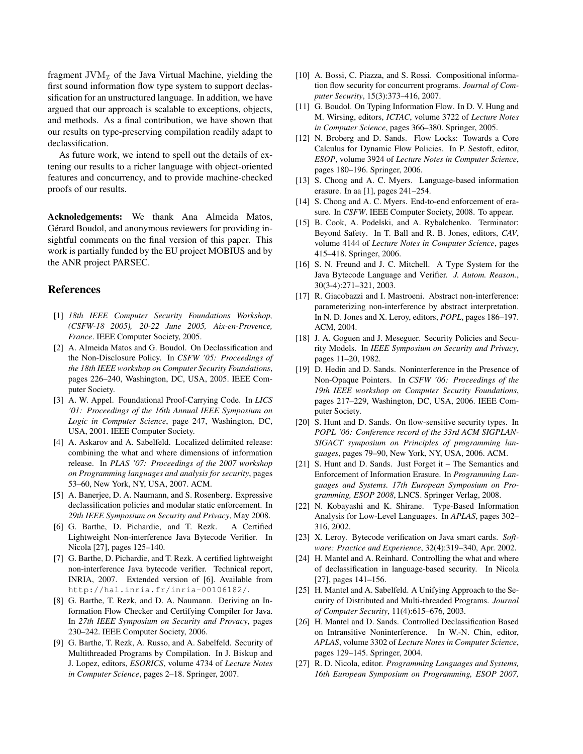fragment $\mathrm{JVM}_{\mathcal{I}}$ of the Java Virtual Machine, yielding the first sound information flow type system to support declassification for an unstructured language. In addition, we have argued that our approach is scalable to exceptions, objects, and methods. As a final contribution, we have shown that our results on type-preserving compilation readily adapt to declassification.

As future work, we intend to spell out the details of extening our results to a richer language with object-oriented features and concurrency, and to provide machine-checked proofs of our results.

**Acknoledgements:** We thank Ana Almeida Matos, Gérard Boudol, and anonymous reviewers for providing insightful comments on the final version of this paper. This work is partially funded by the EU project MOBIUS and by the ANR project PARSEC.

## References

[1] *18th IEEE Computer Security Foundations Workshop, (CSFW-18 2005), 20-22 June 2005, Aix-en-Provence, France*. IEEE Computer Society, 2005.

[2] A. Almeida Matos and G. Boudol. On Declassification and the Non-Disclosure Policy. In *CSFW '05: Proceedings of the 18th IEEE workshop on Computer Security Foundations*, pages 226–240, Washington, DC, USA, 2005. IEEE Computer Society.

[3] A. W. Appel. Foundational Proof-Carrying Code. In *LICS '01: Proceedings of the 16th Annual IEEE Symposium on Logic in Computer Science*, page 247, Washington, DC, USA, 2001. IEEE Computer Society.

[4] A. Askarov and A. Sabelfeld. Localized delimited release: combining the what and where dimensions of information release. In *PLAS '07: Proceedings of the 2007 workshop on Programming languages and analysis for security*, pages 53–60, New York, NY, USA, 2007. ACM.

[5] A. Banerjee, D. A. Naumann, and S. Rosenberg. Expressive declassification policies and modular static enforcement. In *29th IEEE Symposium on Security and Privacy*, May 2008.

[6] G. Barthe, D. Pichardie, and T. Rezk. A Certified Lightweight Non-interference Java Bytecode Verifier. In Nicola [27], pages 125–140.

[7] G. Barthe, D. Pichardie, and T. Rezk. A certified lightweight non-interference Java bytecode verifier. Technical report, INRIA, 2007. Extended version of [6]. Available from `http://hal.inria.fr/inria-00106182/`.

[8] G. Barthe, T. Rezk, and D. A. Naumann. Deriving an Information Flow Checker and Certifying Compiler for Java. In *27th IEEE Symposium on Security and Provacy*, pages 230–242. IEEE Computer Society, 2006.

[9] G. Barthe, T. Rezk, A. Russo, and A. Sabelfeld. Security of Multithreaded Programs by Compilation. In J. Biskup and J. Lopez, editors, *ESORICS*, volume 4734 of *Lecture Notes in Computer Science*, pages 2–18. Springer, 2007.

[10] A. Bossi, C. Piazza, and S. Rossi. Compositional information flow security for concurrent programs. *Journal of Computer Security*, 15(3):373–416, 2007.

[11] G. Boudol. On Typing Information Flow. In D. V. Hung and M. Wirsing, editors, *ICTAC*, volume 3722 of *Lecture Notes in Computer Science*, pages 366–380. Springer, 2005.

[12] N. Broberg and D. Sands. Flow Locks: Towards a Core Calculus for Dynamic Flow Policies. In P. Sestoft, editor, *ESOP*, volume 3924 of *Lecture Notes in Computer Science*, pages 180–196. Springer, 2006.

[13] S. Chong and A. C. Myers. Language-based information erasure. In aa [1], pages 241–254.

[14] S. Chong and A. C. Myers. End-to-end enforcement of erasure. In *CSFW*. IEEE Computer Society, 2008. To appear.

[15] B. Cook, A. Podelski, and A. Rybalchenko. Terminator: Beyond Safety. In T. Ball and R. B. Jones, editors, *CAV*, volume 4144 of *Lecture Notes in Computer Science*, pages 415–418. Springer, 2006.

[16] S. N. Freund and J. C. Mitchell. A Type System for the Java Bytecode Language and Verifier. *J. Autom. Reason.*, 30(3-4):271–321, 2003.

[17] R. Giacobazzi and I. Mastroeni. Abstract non-interference: parameterizing non-interference by abstract interpretation. In N. D. Jones and X. Leroy, editors, *POPL*, pages 186–197. ACM, 2004.

[18] J. A. Goguen and J. Meseguer. Security Policies and Security Models. In *IEEE Symposium on Security and Privacy*, pages 11–20, 1982.

[19] D. Hedin and D. Sands. Noninterference in the Presence of Non-Opaque Pointers. In *CSFW '06: Proceedings of the 19th IEEE workshop on Computer Security Foundations*, pages 217–229, Washington, DC, USA, 2006. IEEE Computer Society.

[20] S. Hunt and D. Sands. On flow-sensitive security types. In *POPL '06: Conference record of the 33rd ACM SIGPLAN-SIGACT symposium on Principles of programming languages*, pages 79–90, New York, NY, USA, 2006. ACM.

[21] S. Hunt and D. Sands. Just Forget it – The Semantics and Enforcement of Information Erasure. In *Programming Languages and Systems. 17th European Symposium on Programming, ESOP 2008*, LNCS. Springer Verlag, 2008.

[22] N. Kobayashi and K. Shirane. Type-Based Information Analysis for Low-Level Languages. In *APLAS*, pages 302–316, 2002.

[23] X. Leroy. Bytecode verification on Java smart cards. *Software: Practice and Experience*, 32(4):319–340, Apr. 2002.

[24] H. Mantel and A. Reinhard. Controlling the what and where of declassification in language-based security. In Nicola [27], pages 141–156.

[25] H. Mantel and A. Sabelfeld. A Unifying Approach to the Security of Distributed and Multi-threaded Programs. *Journal of Computer Security*, 11(4):615–676, 2003.

[26] H. Mantel and D. Sands. Controlled Declassification Based on Intransitive Noninterference. In W.-N. Chin, editor, *APLAS*, volume 3302 of *Lecture Notes in Computer Science*, pages 129–145. Springer, 2004.

[27] R. D. Nicola, editor. *Programming Languages and Systems, 16th European Symposium on Programming, ESOP 2007,*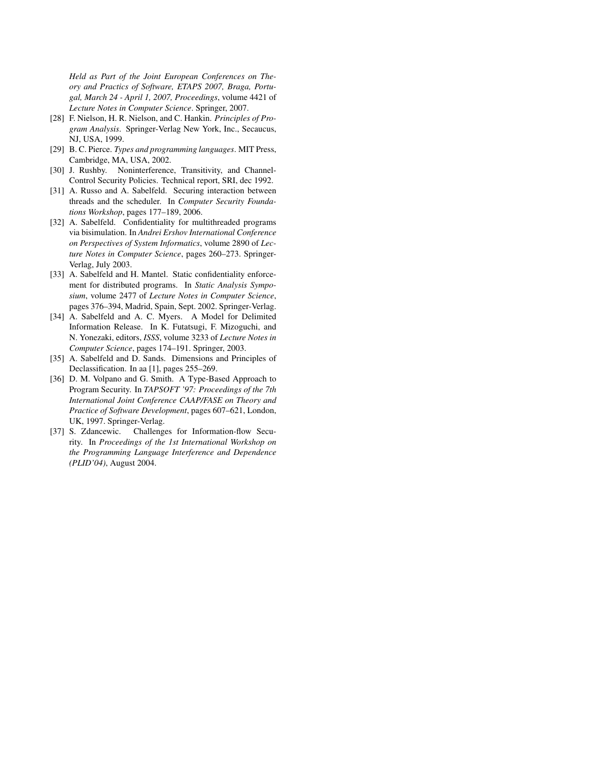*Held as Part of the Joint European Conferences on Theory and Practics of Software, ETAPS 2007, Braga, Portugal, March 24 - April 1, 2007, Proceedings*, volume 4421 of *Lecture Notes in Computer Science*. Springer, 2007.

- [28] F. Nielson, H. R. Nielson, and C. Hankin. *Principles of Program Analysis*. Springer-Verlag New York, Inc., Secaucus, NJ, USA, 1999.
- [29] B. C. Pierce. *Types and programming languages*. MIT Press, Cambridge, MA, USA, 2002.
- [30] J. Rushby. Noninterference, Transitivity, and Channel-Control Security Policies. Technical report, SRI, dec 1992.
- [31] A. Russo and A. Sabelfeld. Securing interaction between threads and the scheduler. In *Computer Security Foundations Workshop*, pages 177–189, 2006.
- [32] A. Sabelfeld. Confidentiality for multithreaded programs via bisimulation. In *Andrei Ershov International Conference on Perspectives of System Informatics*, volume 2890 of *Lecture Notes in Computer Science*, pages 260–273. Springer-Verlag, July 2003.
- [33] A. Sabelfeld and H. Mantel. Static confidentiality enforcement for distributed programs. In *Static Analysis Symposium*, volume 2477 of *Lecture Notes in Computer Science*, pages 376–394, Madrid, Spain, Sept. 2002. Springer-Verlag.
- [34] A. Sabelfeld and A. C. Myers. A Model for Delimited Information Release. In K. Futatsugi, F. Mizoguchi, and N. Yonezaki, editors, *ISSS*, volume 3233 of *Lecture Notes in Computer Science*, pages 174–191. Springer, 2003.
- [35] A. Sabelfeld and D. Sands. Dimensions and Principles of Declassification. In aa [1], pages 255–269.
- [36] D. M. Volpano and G. Smith. A Type-Based Approach to Program Security. In *TAPSOFT '97: Proceedings of the 7th International Joint Conference CAAP/FASE on Theory and Practice of Software Development*, pages 607–621, London, UK, 1997. Springer-Verlag.
- [37] S. Zdancewic. Challenges for Information-flow Security. In *Proceedings of the 1st International Workshop on the Programming Language Interference and Dependence (PLID'04)*, August 2004.